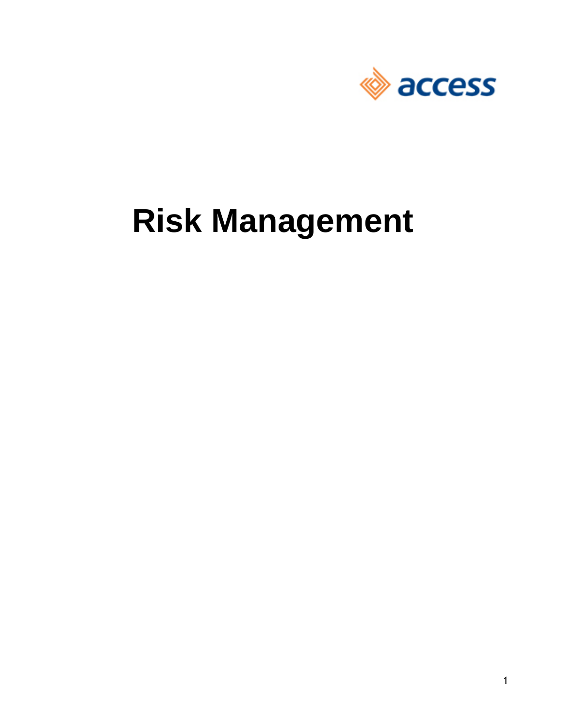access

# Risk Management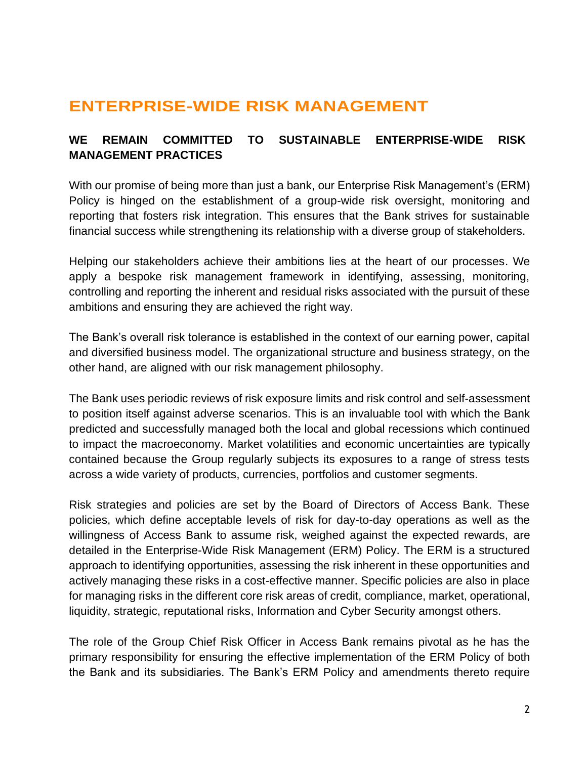# ENTERPRISE-WIDE RISK MANAGEMENT

## WE REMAIN COMMITTED TO SUSTAINABLE ENTERPRISE-WIDE RISK MANAGEMENT PRACTICES

With our promise of being more than just a bank, our Enterprise Risk Management's (ERM) Policy is hinged on the establishment of a group-wide risk oversight, monitoring and reporting that fosters risk integration. This ensures that the Bank strives for sustainable financial success while strengthening its relationship with a diverse group of stakeholders.

Helping our stakeholders achieve their ambitions lies at the heart of our processes. We apply a bespoke risk management framework in identifying, assessing, monitoring, controlling and reporting the inherent and residual risks associated with the pursuit of these ambitions and ensuring they are achieved the right way.

The Bank's overall risk tolerance is established in the context of our earning power, capital and diversified business model. The organizational structure and business strategy, on the other hand, are aligned with our risk management philosophy.

The Bank uses periodic reviews of risk exposure limits and risk control and self-assessment to position itself against adverse scenarios. This is an invaluable tool with which the Bank predicted and successfully managed both the local and global recessions which continued to impact the macroeconomy. Market volatilities and economic uncertainties are typically contained because the Group regularly subjects its exposures to a range of stress tests across a wide variety of products, currencies, portfolios and customer segments.

Risk strategies and policies are set by the Board of Directors of Access Bank. These policies, which define acceptable levels of risk for day-to-day operations as well as the willingness of Access Bank to assume risk, weighed against the expected rewards, are detailed in the Enterprise-Wide Risk Management (ERM) Policy. The ERM is a structured approach to identifying opportunities, assessing the risk inherent in these opportunities and actively managing these risks in a cost-effective manner. Specific policies are also in place for managing risks in the different core risk areas of credit, compliance, market, operational, liquidity, strategic, reputational risks, Information and Cyber Security amongst others.

The role of the Group Chief Risk Officer in Access Bank remains pivotal as he has the primary responsibility for ensuring the effective implementation of the ERM Policy of both the Bank and its subsidiaries. The Bank's ERM Policy and amendments thereto require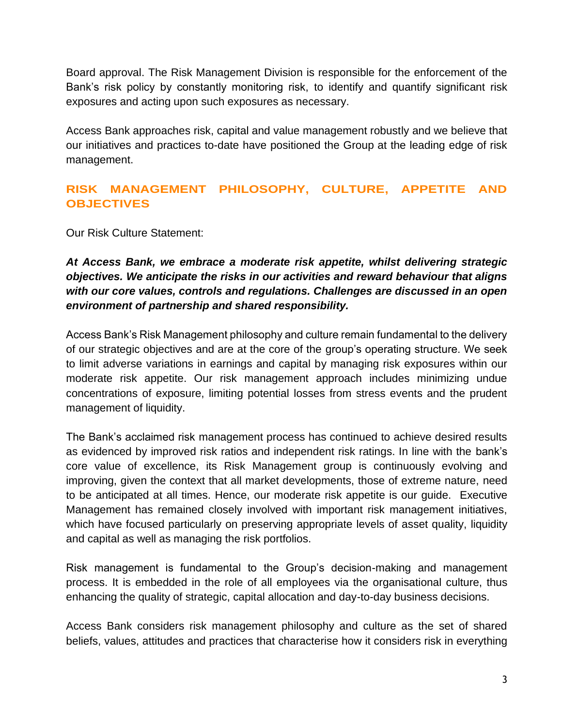Board approval. The Risk Management Division is responsible for the enforcement of the Bank's risk policy by constantly monitoring risk, to identify and quantify significant risk exposures and acting upon such exposures as necessary.

Access Bank approaches risk, capital and value management robustly and we believe that our initiatives and practices to-date have positioned the Group at the leading edge of risk management.

## RISK MANAGEMENT PHILOSOPHY, CULTURE, APPETITE AND OBJECTIVES

Our Risk Culture Statement:

***At Access Bank, we embrace a moderate risk appetite, whilst delivering strategic objectives. We anticipate the risks in our activities and reward behaviour that aligns with our core values, controls and regulations. Challenges are discussed in an open environment of partnership and shared responsibility.***

Access Bank's Risk Management philosophy and culture remain fundamental to the delivery of our strategic objectives and are at the core of the group's operating structure. We seek to limit adverse variations in earnings and capital by managing risk exposures within our moderate risk appetite. Our risk management approach includes minimizing undue concentrations of exposure, limiting potential losses from stress events and the prudent management of liquidity.

The Bank's acclaimed risk management process has continued to achieve desired results as evidenced by improved risk ratios and independent risk ratings. In line with the bank's core value of excellence, its Risk Management group is continuously evolving and improving, given the context that all market developments, those of extreme nature, need to be anticipated at all times. Hence, our moderate risk appetite is our guide. Executive Management has remained closely involved with important risk management initiatives, which have focused particularly on preserving appropriate levels of asset quality, liquidity and capital as well as managing the risk portfolios.

Risk management is fundamental to the Group's decision-making and management process. It is embedded in the role of all employees via the organisational culture, thus enhancing the quality of strategic, capital allocation and day-to-day business decisions.

Access Bank considers risk management philosophy and culture as the set of shared beliefs, values, attitudes and practices that characterise how it considers risk in everything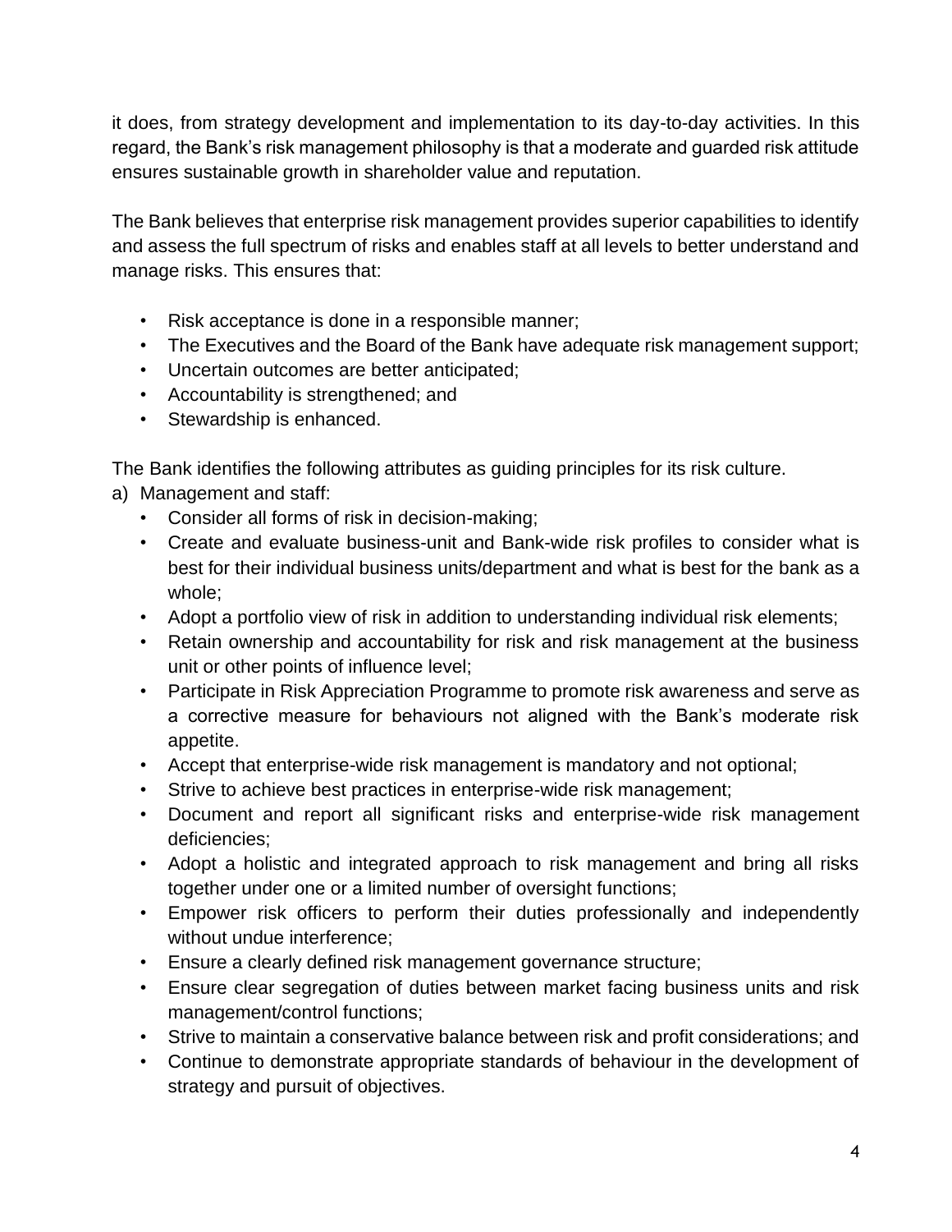it does, from strategy development and implementation to its day-to-day activities. In this regard, the Bank's risk management philosophy is that a moderate and guarded risk attitude ensures sustainable growth in shareholder value and reputation.

The Bank believes that enterprise risk management provides superior capabilities to identify and assess the full spectrum of risks and enables staff at all levels to better understand and manage risks. This ensures that:

- Risk acceptance is done in a responsible manner;
- The Executives and the Board of the Bank have adequate risk management support;
- Uncertain outcomes are better anticipated;
- Accountability is strengthened; and
- Stewardship is enhanced.

The Bank identifies the following attributes as guiding principles for its risk culture.

a) Management and staff:
   - Consider all forms of risk in decision-making;
   - Create and evaluate business-unit and Bank-wide risk profiles to consider what is best for their individual business units/department and what is best for the bank as a whole;
   - Adopt a portfolio view of risk in addition to understanding individual risk elements;
   - Retain ownership and accountability for risk and risk management at the business unit or other points of influence level;
   - Participate in Risk Appreciation Programme to promote risk awareness and serve as a corrective measure for behaviours not aligned with the Bank's moderate risk appetite.
   - Accept that enterprise-wide risk management is mandatory and not optional;
   - Strive to achieve best practices in enterprise-wide risk management;
   - Document and report all significant risks and enterprise-wide risk management deficiencies;
   - Adopt a holistic and integrated approach to risk management and bring all risks together under one or a limited number of oversight functions;
   - Empower risk officers to perform their duties professionally and independently without undue interference;
   - Ensure a clearly defined risk management governance structure;
   - Ensure clear segregation of duties between market facing business units and risk management/control functions;
   - Strive to maintain a conservative balance between risk and profit considerations; and
   - Continue to demonstrate appropriate standards of behaviour in the development of strategy and pursuit of objectives.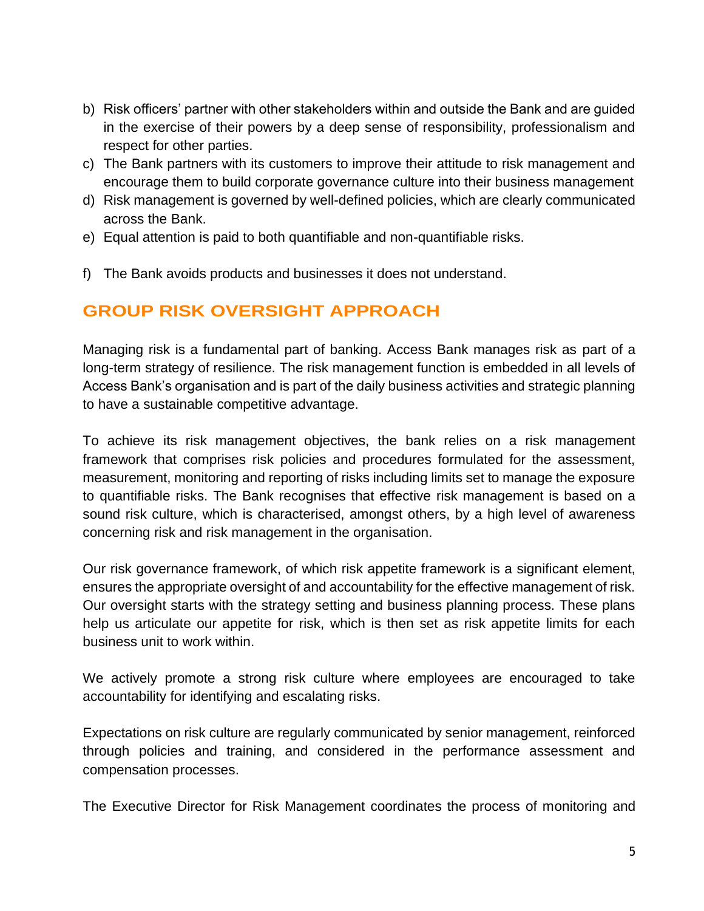b) Risk officers' partner with other stakeholders within and outside the Bank and are guided in the exercise of their powers by a deep sense of responsibility, professionalism and respect for other parties.
c) The Bank partners with its customers to improve their attitude to risk management and encourage them to build corporate governance culture into their business management
d) Risk management is governed by well-defined policies, which are clearly communicated across the Bank.
e) Equal attention is paid to both quantifiable and non-quantifiable risks.
f) The Bank avoids products and businesses it does not understand.

## GROUP RISK OVERSIGHT APPROACH

Managing risk is a fundamental part of banking. Access Bank manages risk as part of a long-term strategy of resilience. The risk management function is embedded in all levels of Access Bank's organisation and is part of the daily business activities and strategic planning to have a sustainable competitive advantage.

To achieve its risk management objectives, the bank relies on a risk management framework that comprises risk policies and procedures formulated for the assessment, measurement, monitoring and reporting of risks including limits set to manage the exposure to quantifiable risks. The Bank recognises that effective risk management is based on a sound risk culture, which is characterised, amongst others, by a high level of awareness concerning risk and risk management in the organisation.

Our risk governance framework, of which risk appetite framework is a significant element, ensures the appropriate oversight of and accountability for the effective management of risk. Our oversight starts with the strategy setting and business planning process. These plans help us articulate our appetite for risk, which is then set as risk appetite limits for each business unit to work within.

We actively promote a strong risk culture where employees are encouraged to take accountability for identifying and escalating risks.

Expectations on risk culture are regularly communicated by senior management, reinforced through policies and training, and considered in the performance assessment and compensation processes.

The Executive Director for Risk Management coordinates the process of monitoring and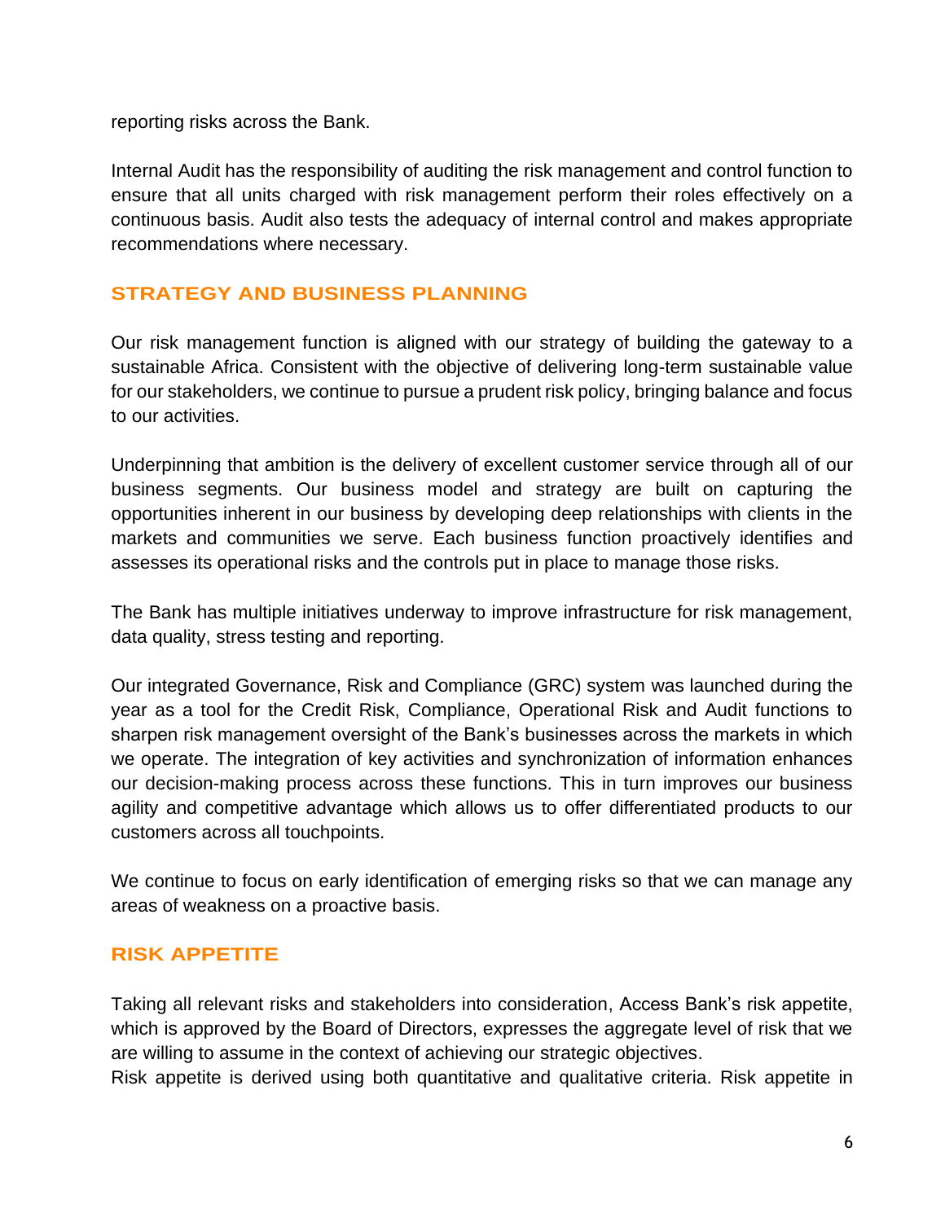reporting risks across the Bank.

Internal Audit has the responsibility of auditing the risk management and control function to ensure that all units charged with risk management perform their roles effectively on a continuous basis. Audit also tests the adequacy of internal control and makes appropriate recommendations where necessary.

## STRATEGY AND BUSINESS PLANNING

Our risk management function is aligned with our strategy of building the gateway to a sustainable Africa. Consistent with the objective of delivering long-term sustainable value for our stakeholders, we continue to pursue a prudent risk policy, bringing balance and focus to our activities.

Underpinning that ambition is the delivery of excellent customer service through all of our business segments. Our business model and strategy are built on capturing the opportunities inherent in our business by developing deep relationships with clients in the markets and communities we serve. Each business function proactively identifies and assesses its operational risks and the controls put in place to manage those risks.

The Bank has multiple initiatives underway to improve infrastructure for risk management, data quality, stress testing and reporting.

Our integrated Governance, Risk and Compliance (GRC) system was launched during the year as a tool for the Credit Risk, Compliance, Operational Risk and Audit functions to sharpen risk management oversight of the Bank's businesses across the markets in which we operate. The integration of key activities and synchronization of information enhances our decision-making process across these functions. This in turn improves our business agility and competitive advantage which allows us to offer differentiated products to our customers across all touchpoints.

We continue to focus on early identification of emerging risks so that we can manage any areas of weakness on a proactive basis.

## RISK APPETITE

Taking all relevant risks and stakeholders into consideration, Access Bank's risk appetite, which is approved by the Board of Directors, expresses the aggregate level of risk that we are willing to assume in the context of achieving our strategic objectives.
Risk appetite is derived using both quantitative and qualitative criteria. Risk appetite in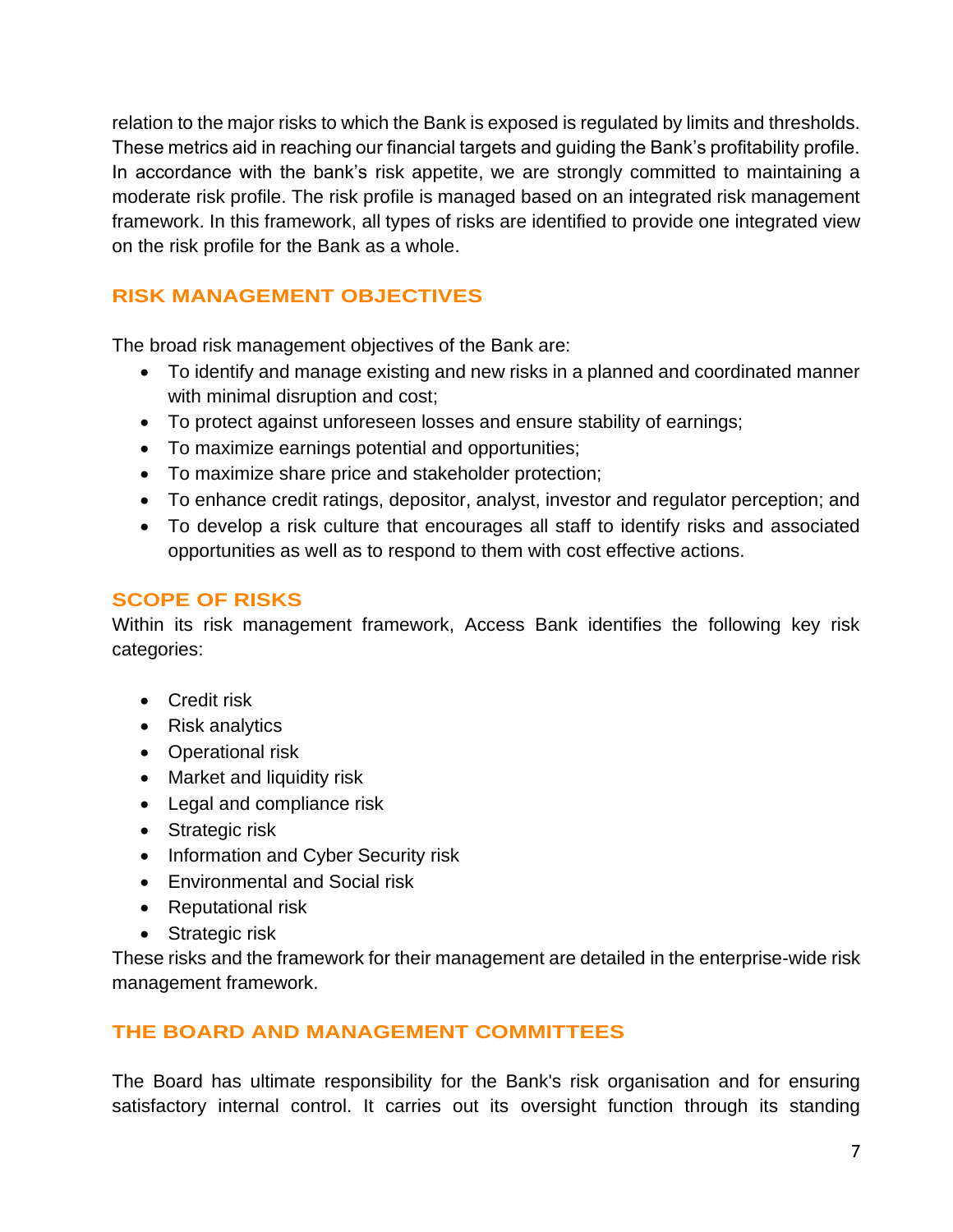relation to the major risks to which the Bank is exposed is regulated by limits and thresholds. These metrics aid in reaching our financial targets and guiding the Bank's profitability profile. In accordance with the bank's risk appetite, we are strongly committed to maintaining a moderate risk profile. The risk profile is managed based on an integrated risk management framework. In this framework, all types of risks are identified to provide one integrated view on the risk profile for the Bank as a whole.

## RISK MANAGEMENT OBJECTIVES

The broad risk management objectives of the Bank are:

- To identify and manage existing and new risks in a planned and coordinated manner with minimal disruption and cost;
- To protect against unforeseen losses and ensure stability of earnings;
- To maximize earnings potential and opportunities;
- To maximize share price and stakeholder protection;
- To enhance credit ratings, depositor, analyst, investor and regulator perception; and
- To develop a risk culture that encourages all staff to identify risks and associated opportunities as well as to respond to them with cost effective actions.

## SCOPE OF RISKS

Within its risk management framework, Access Bank identifies the following key risk categories:

- Credit risk
- Risk analytics
- Operational risk
- Market and liquidity risk
- Legal and compliance risk
- Strategic risk
- Information and Cyber Security risk
- Environmental and Social risk
- Reputational risk
- Strategic risk

These risks and the framework for their management are detailed in the enterprise-wide risk management framework.

## THE BOARD AND MANAGEMENT COMMITTEES

The Board has ultimate responsibility for the Bank's risk organisation and for ensuring satisfactory internal control. It carries out its oversight function through its standing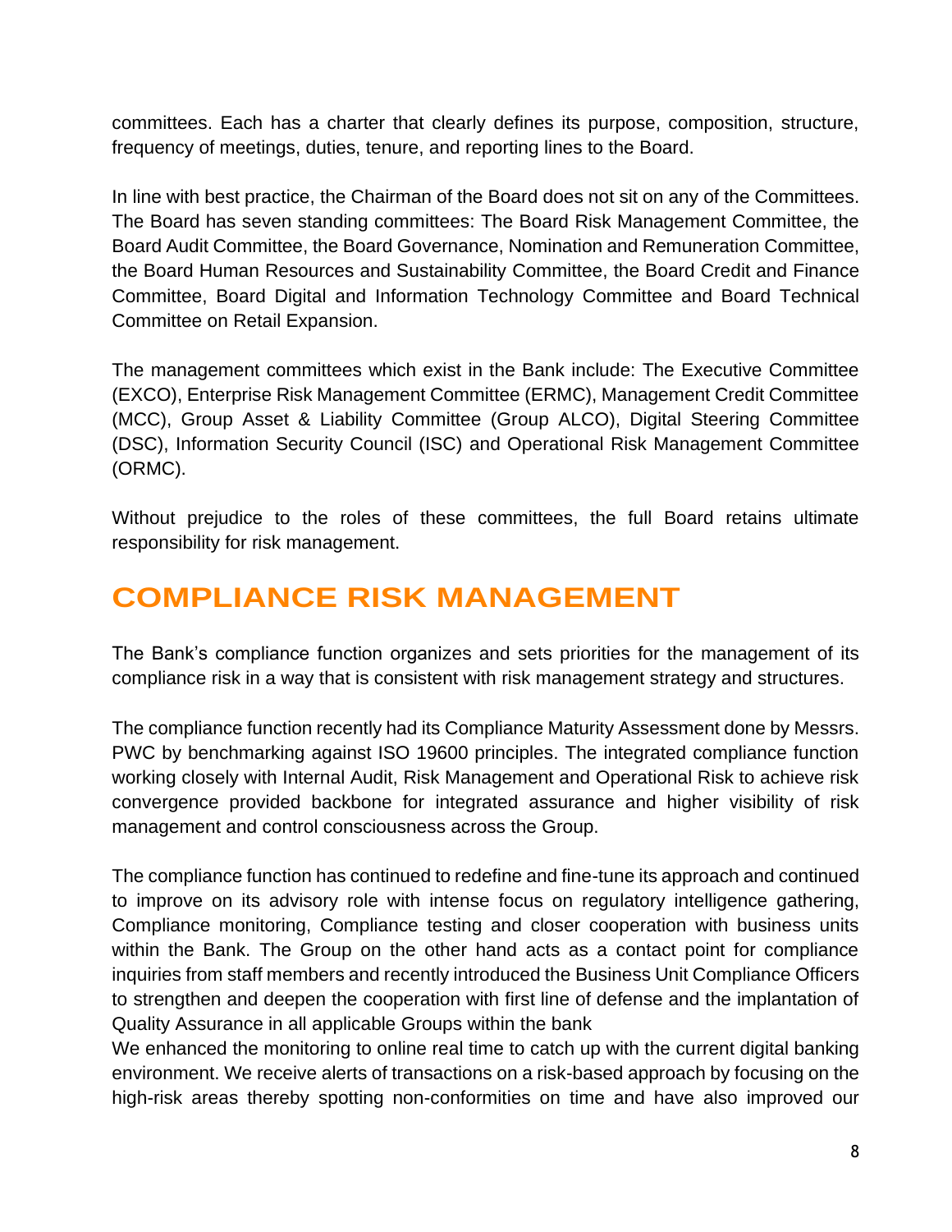committees. Each has a charter that clearly defines its purpose, composition, structure, frequency of meetings, duties, tenure, and reporting lines to the Board.

In line with best practice, the Chairman of the Board does not sit on any of the Committees. The Board has seven standing committees: The Board Risk Management Committee, the Board Audit Committee, the Board Governance, Nomination and Remuneration Committee, the Board Human Resources and Sustainability Committee, the Board Credit and Finance Committee, Board Digital and Information Technology Committee and Board Technical Committee on Retail Expansion.

The management committees which exist in the Bank include: The Executive Committee (EXCO), Enterprise Risk Management Committee (ERMC), Management Credit Committee (MCC), Group Asset & Liability Committee (Group ALCO), Digital Steering Committee (DSC), Information Security Council (ISC) and Operational Risk Management Committee (ORMC).

Without prejudice to the roles of these committees, the full Board retains ultimate responsibility for risk management.

# COMPLIANCE RISK MANAGEMENT

The Bank's compliance function organizes and sets priorities for the management of its compliance risk in a way that is consistent with risk management strategy and structures.

The compliance function recently had its Compliance Maturity Assessment done by Messrs. PWC by benchmarking against ISO 19600 principles. The integrated compliance function working closely with Internal Audit, Risk Management and Operational Risk to achieve risk convergence provided backbone for integrated assurance and higher visibility of risk management and control consciousness across the Group.

The compliance function has continued to redefine and fine-tune its approach and continued to improve on its advisory role with intense focus on regulatory intelligence gathering, Compliance monitoring, Compliance testing and closer cooperation with business units within the Bank. The Group on the other hand acts as a contact point for compliance inquiries from staff members and recently introduced the Business Unit Compliance Officers to strengthen and deepen the cooperation with first line of defense and the implantation of Quality Assurance in all applicable Groups within the bank

We enhanced the monitoring to online real time to catch up with the current digital banking environment. We receive alerts of transactions on a risk-based approach by focusing on the high-risk areas thereby spotting non-conformities on time and have also improved our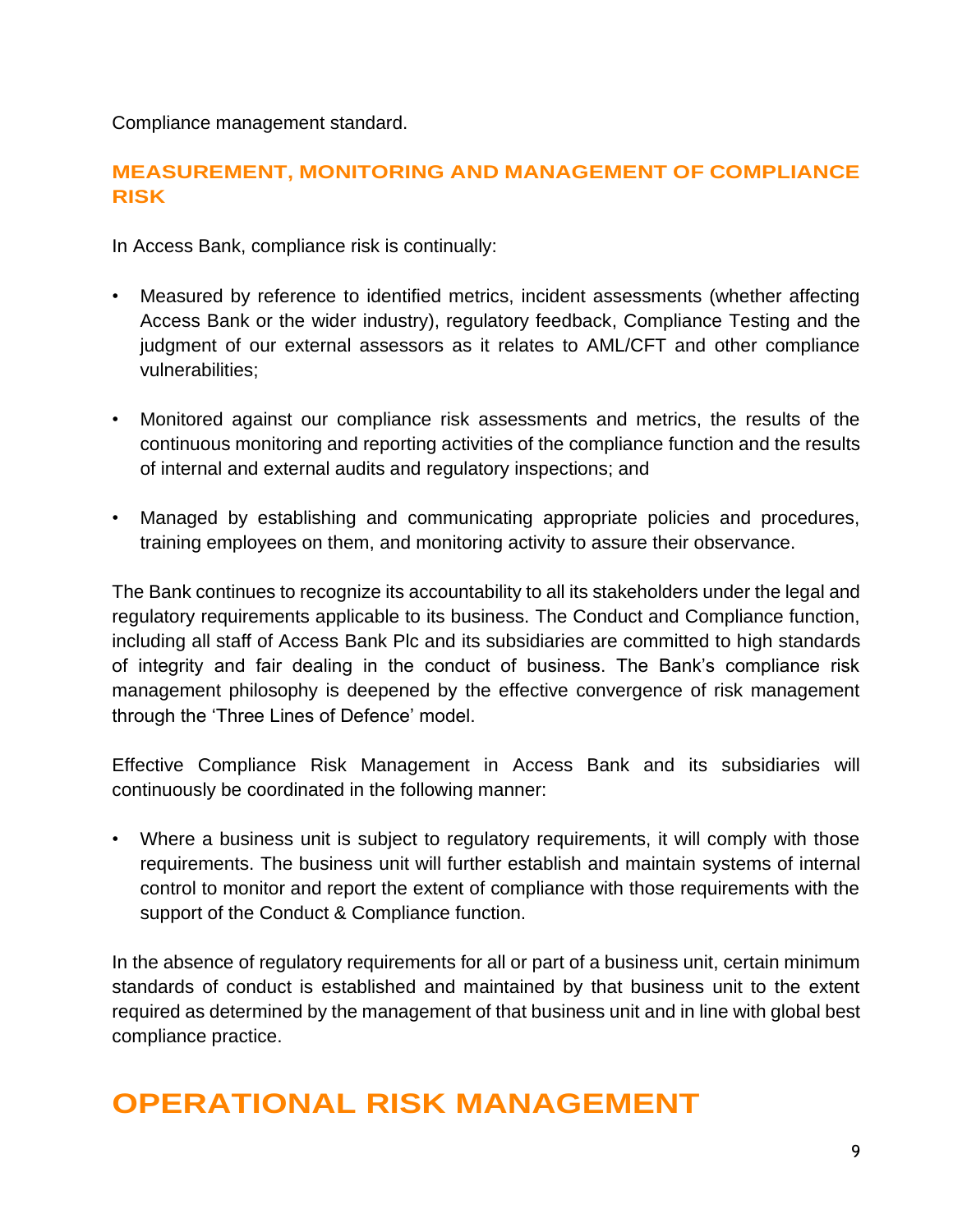Compliance management standard.

### MEASUREMENT, MONITORING AND MANAGEMENT OF COMPLIANCE RISK

In Access Bank, compliance risk is continually:

- Measured by reference to identified metrics, incident assessments (whether affecting Access Bank or the wider industry), regulatory feedback, Compliance Testing and the judgment of our external assessors as it relates to AML/CFT and other compliance vulnerabilities;
- Monitored against our compliance risk assessments and metrics, the results of the continuous monitoring and reporting activities of the compliance function and the results of internal and external audits and regulatory inspections; and
- Managed by establishing and communicating appropriate policies and procedures, training employees on them, and monitoring activity to assure their observance.

The Bank continues to recognize its accountability to all its stakeholders under the legal and regulatory requirements applicable to its business. The Conduct and Compliance function, including all staff of Access Bank Plc and its subsidiaries are committed to high standards of integrity and fair dealing in the conduct of business. The Bank's compliance risk management philosophy is deepened by the effective convergence of risk management through the 'Three Lines of Defence' model.

Effective Compliance Risk Management in Access Bank and its subsidiaries will continuously be coordinated in the following manner:

- Where a business unit is subject to regulatory requirements, it will comply with those requirements. The business unit will further establish and maintain systems of internal control to monitor and report the extent of compliance with those requirements with the support of the Conduct & Compliance function.

In the absence of regulatory requirements for all or part of a business unit, certain minimum standards of conduct is established and maintained by that business unit to the extent required as determined by the management of that business unit and in line with global best compliance practice.

## OPERATIONAL RISK MANAGEMENT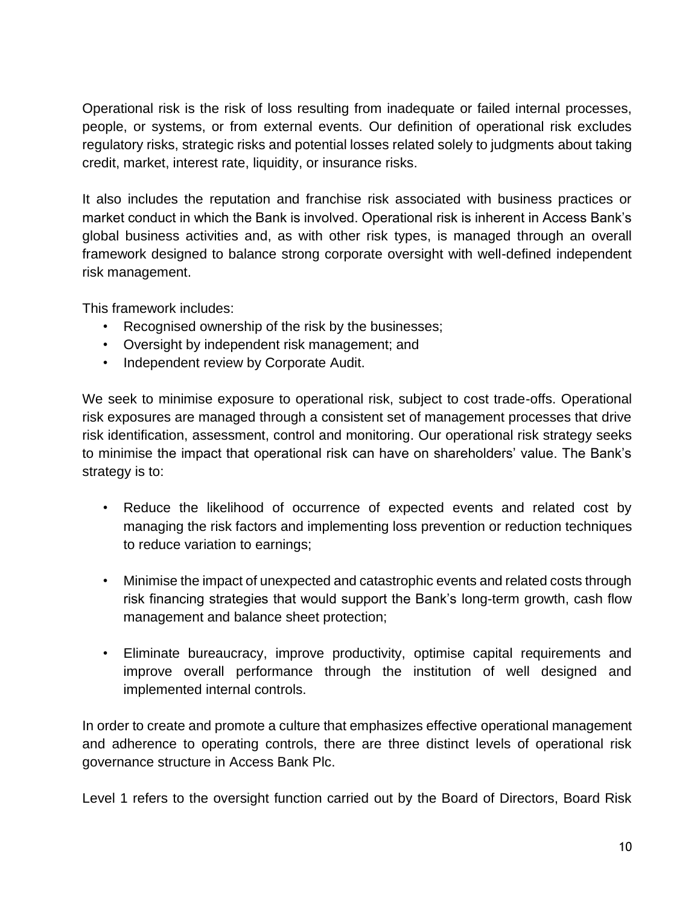Operational risk is the risk of loss resulting from inadequate or failed internal processes, people, or systems, or from external events. Our definition of operational risk excludes regulatory risks, strategic risks and potential losses related solely to judgments about taking credit, market, interest rate, liquidity, or insurance risks.

It also includes the reputation and franchise risk associated with business practices or market conduct in which the Bank is involved. Operational risk is inherent in Access Bank's global business activities and, as with other risk types, is managed through an overall framework designed to balance strong corporate oversight with well-defined independent risk management.

This framework includes:

- Recognised ownership of the risk by the businesses;
- Oversight by independent risk management; and
- Independent review by Corporate Audit.

We seek to minimise exposure to operational risk, subject to cost trade-offs. Operational risk exposures are managed through a consistent set of management processes that drive risk identification, assessment, control and monitoring. Our operational risk strategy seeks to minimise the impact that operational risk can have on shareholders' value. The Bank's strategy is to:

- Reduce the likelihood of occurrence of expected events and related cost by managing the risk factors and implementing loss prevention or reduction techniques to reduce variation to earnings;

- Minimise the impact of unexpected and catastrophic events and related costs through risk financing strategies that would support the Bank's long-term growth, cash flow management and balance sheet protection;

- Eliminate bureaucracy, improve productivity, optimise capital requirements and improve overall performance through the institution of well designed and implemented internal controls.

In order to create and promote a culture that emphasizes effective operational management and adherence to operating controls, there are three distinct levels of operational risk governance structure in Access Bank Plc.

Level 1 refers to the oversight function carried out by the Board of Directors, Board Risk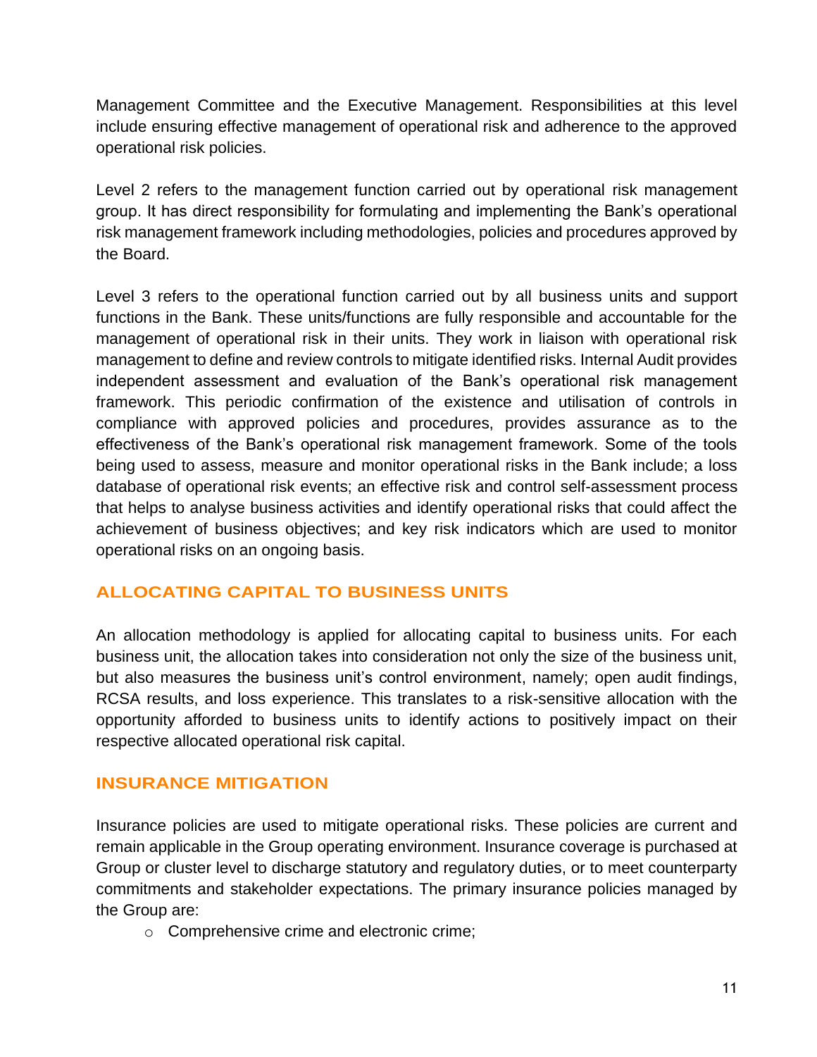Management Committee and the Executive Management. Responsibilities at this level include ensuring effective management of operational risk and adherence to the approved operational risk policies.

Level 2 refers to the management function carried out by operational risk management group. It has direct responsibility for formulating and implementing the Bank's operational risk management framework including methodologies, policies and procedures approved by the Board.

Level 3 refers to the operational function carried out by all business units and support functions in the Bank. These units/functions are fully responsible and accountable for the management of operational risk in their units. They work in liaison with operational risk management to define and review controls to mitigate identified risks. Internal Audit provides independent assessment and evaluation of the Bank's operational risk management framework. This periodic confirmation of the existence and utilisation of controls in compliance with approved policies and procedures, provides assurance as to the effectiveness of the Bank's operational risk management framework. Some of the tools being used to assess, measure and monitor operational risks in the Bank include; a loss database of operational risk events; an effective risk and control self-assessment process that helps to analyse business activities and identify operational risks that could affect the achievement of business objectives; and key risk indicators which are used to monitor operational risks on an ongoing basis.

## ALLOCATING CAPITAL TO BUSINESS UNITS

An allocation methodology is applied for allocating capital to business units. For each business unit, the allocation takes into consideration not only the size of the business unit, but also measures the business unit's control environment, namely; open audit findings, RCSA results, and loss experience. This translates to a risk-sensitive allocation with the opportunity afforded to business units to identify actions to positively impact on their respective allocated operational risk capital.

## INSURANCE MITIGATION

Insurance policies are used to mitigate operational risks. These policies are current and remain applicable in the Group operating environment. Insurance coverage is purchased at Group or cluster level to discharge statutory and regulatory duties, or to meet counterparty commitments and stakeholder expectations. The primary insurance policies managed by the Group are:

- Comprehensive crime and electronic crime;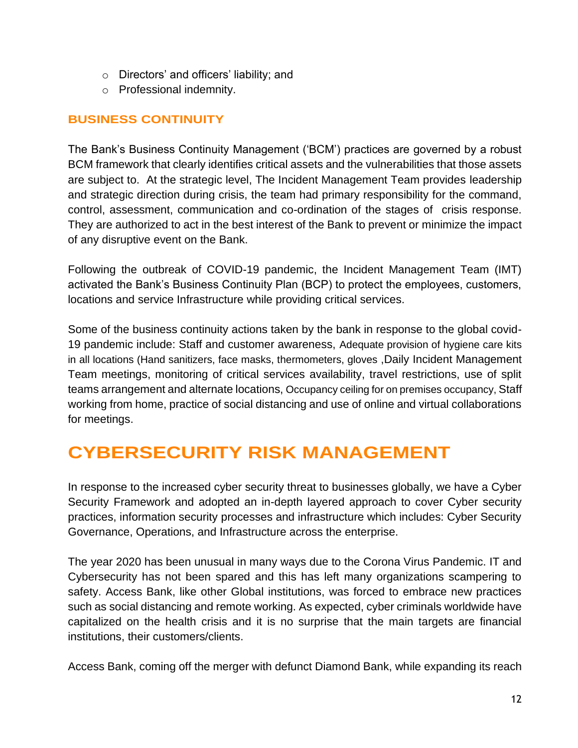- Directors' and officers' liability; and
- Professional indemnity.

### BUSINESS CONTINUITY

The Bank's Business Continuity Management ('BCM') practices are governed by a robust BCM framework that clearly identifies critical assets and the vulnerabilities that those assets are subject to. At the strategic level, The Incident Management Team provides leadership and strategic direction during crisis, the team had primary responsibility for the command, control, assessment, communication and co-ordination of the stages of crisis response. They are authorized to act in the best interest of the Bank to prevent or minimize the impact of any disruptive event on the Bank.

Following the outbreak of COVID-19 pandemic, the Incident Management Team (IMT) activated the Bank's Business Continuity Plan (BCP) to protect the employees, customers, locations and service Infrastructure while providing critical services.

Some of the business continuity actions taken by the bank in response to the global covid-19 pandemic include: Staff and customer awareness, Adequate provision of hygiene care kits in all locations (Hand sanitizers, face masks, thermometers, gloves ,Daily Incident Management Team meetings, monitoring of critical services availability, travel restrictions, use of split teams arrangement and alternate locations, Occupancy ceiling for on premises occupancy, Staff working from home, practice of social distancing and use of online and virtual collaborations for meetings.

## CYBERSECURITY RISK MANAGEMENT

In response to the increased cyber security threat to businesses globally, we have a Cyber Security Framework and adopted an in-depth layered approach to cover Cyber security practices, information security processes and infrastructure which includes: Cyber Security Governance, Operations, and Infrastructure across the enterprise.

The year 2020 has been unusual in many ways due to the Corona Virus Pandemic. IT and Cybersecurity has not been spared and this has left many organizations scampering to safety. Access Bank, like other Global institutions, was forced to embrace new practices such as social distancing and remote working. As expected, cyber criminals worldwide have capitalized on the health crisis and it is no surprise that the main targets are financial institutions, their customers/clients.

Access Bank, coming off the merger with defunct Diamond Bank, while expanding its reach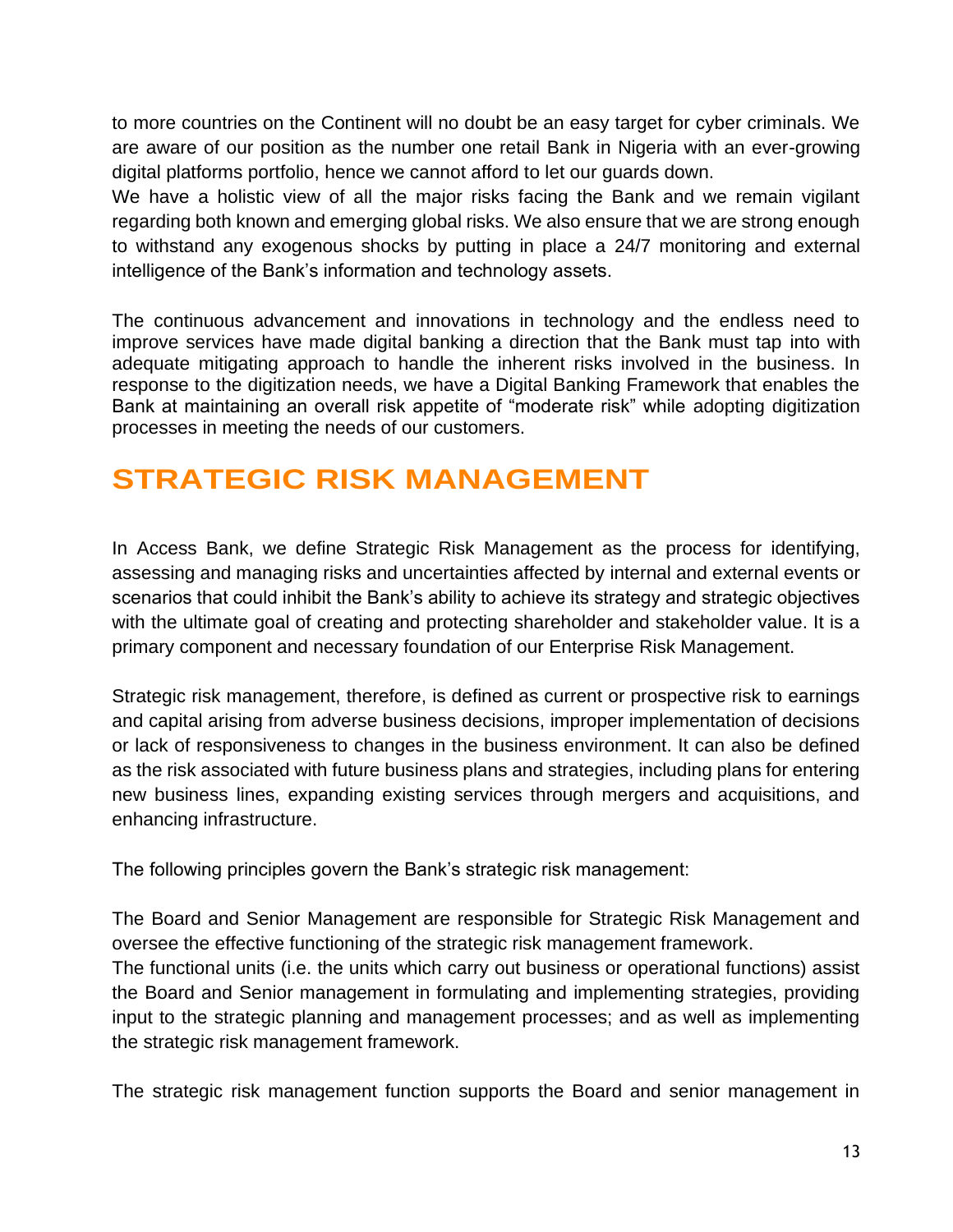to more countries on the Continent will no doubt be an easy target for cyber criminals. We are aware of our position as the number one retail Bank in Nigeria with an ever-growing digital platforms portfolio, hence we cannot afford to let our guards down.

We have a holistic view of all the major risks facing the Bank and we remain vigilant regarding both known and emerging global risks. We also ensure that we are strong enough to withstand any exogenous shocks by putting in place a 24/7 monitoring and external intelligence of the Bank's information and technology assets.

The continuous advancement and innovations in technology and the endless need to improve services have made digital banking a direction that the Bank must tap into with adequate mitigating approach to handle the inherent risks involved in the business. In response to the digitization needs, we have a Digital Banking Framework that enables the Bank at maintaining an overall risk appetite of "moderate risk" while adopting digitization processes in meeting the needs of our customers.

# STRATEGIC RISK MANAGEMENT

In Access Bank, we define Strategic Risk Management as the process for identifying, assessing and managing risks and uncertainties affected by internal and external events or scenarios that could inhibit the Bank's ability to achieve its strategy and strategic objectives with the ultimate goal of creating and protecting shareholder and stakeholder value. It is a primary component and necessary foundation of our Enterprise Risk Management.

Strategic risk management, therefore, is defined as current or prospective risk to earnings and capital arising from adverse business decisions, improper implementation of decisions or lack of responsiveness to changes in the business environment. It can also be defined as the risk associated with future business plans and strategies, including plans for entering new business lines, expanding existing services through mergers and acquisitions, and enhancing infrastructure.

The following principles govern the Bank's strategic risk management:

The Board and Senior Management are responsible for Strategic Risk Management and oversee the effective functioning of the strategic risk management framework.

The functional units (i.e. the units which carry out business or operational functions) assist the Board and Senior management in formulating and implementing strategies, providing input to the strategic planning and management processes; and as well as implementing the strategic risk management framework.

The strategic risk management function supports the Board and senior management in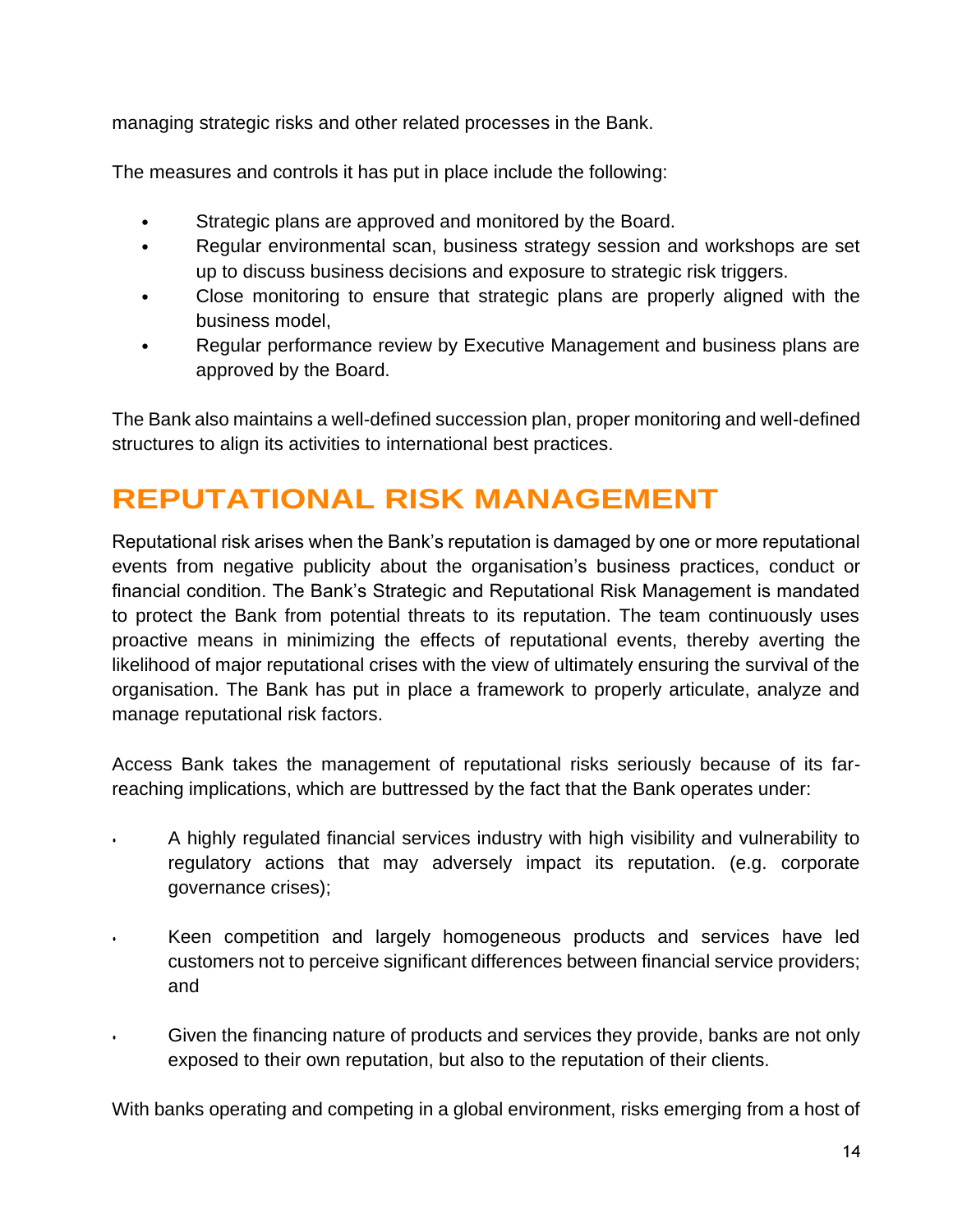managing strategic risks and other related processes in the Bank.

The measures and controls it has put in place include the following:

- Strategic plans are approved and monitored by the Board.
- Regular environmental scan, business strategy session and workshops are set up to discuss business decisions and exposure to strategic risk triggers.
- Close monitoring to ensure that strategic plans are properly aligned with the business model,
- Regular performance review by Executive Management and business plans are approved by the Board.

The Bank also maintains a well-defined succession plan, proper monitoring and well-defined structures to align its activities to international best practices.

# REPUTATIONAL RISK MANAGEMENT

Reputational risk arises when the Bank's reputation is damaged by one or more reputational events from negative publicity about the organisation's business practices, conduct or financial condition. The Bank's Strategic and Reputational Risk Management is mandated to protect the Bank from potential threats to its reputation. The team continuously uses proactive means in minimizing the effects of reputational events, thereby averting the likelihood of major reputational crises with the view of ultimately ensuring the survival of the organisation. The Bank has put in place a framework to properly articulate, analyze and manage reputational risk factors.

Access Bank takes the management of reputational risks seriously because of its far-reaching implications, which are buttressed by the fact that the Bank operates under:

- A highly regulated financial services industry with high visibility and vulnerability to regulatory actions that may adversely impact its reputation. (e.g. corporate governance crises);

- Keen competition and largely homogeneous products and services have led customers not to perceive significant differences between financial service providers; and

- Given the financing nature of products and services they provide, banks are not only exposed to their own reputation, but also to the reputation of their clients.

With banks operating and competing in a global environment, risks emerging from a host of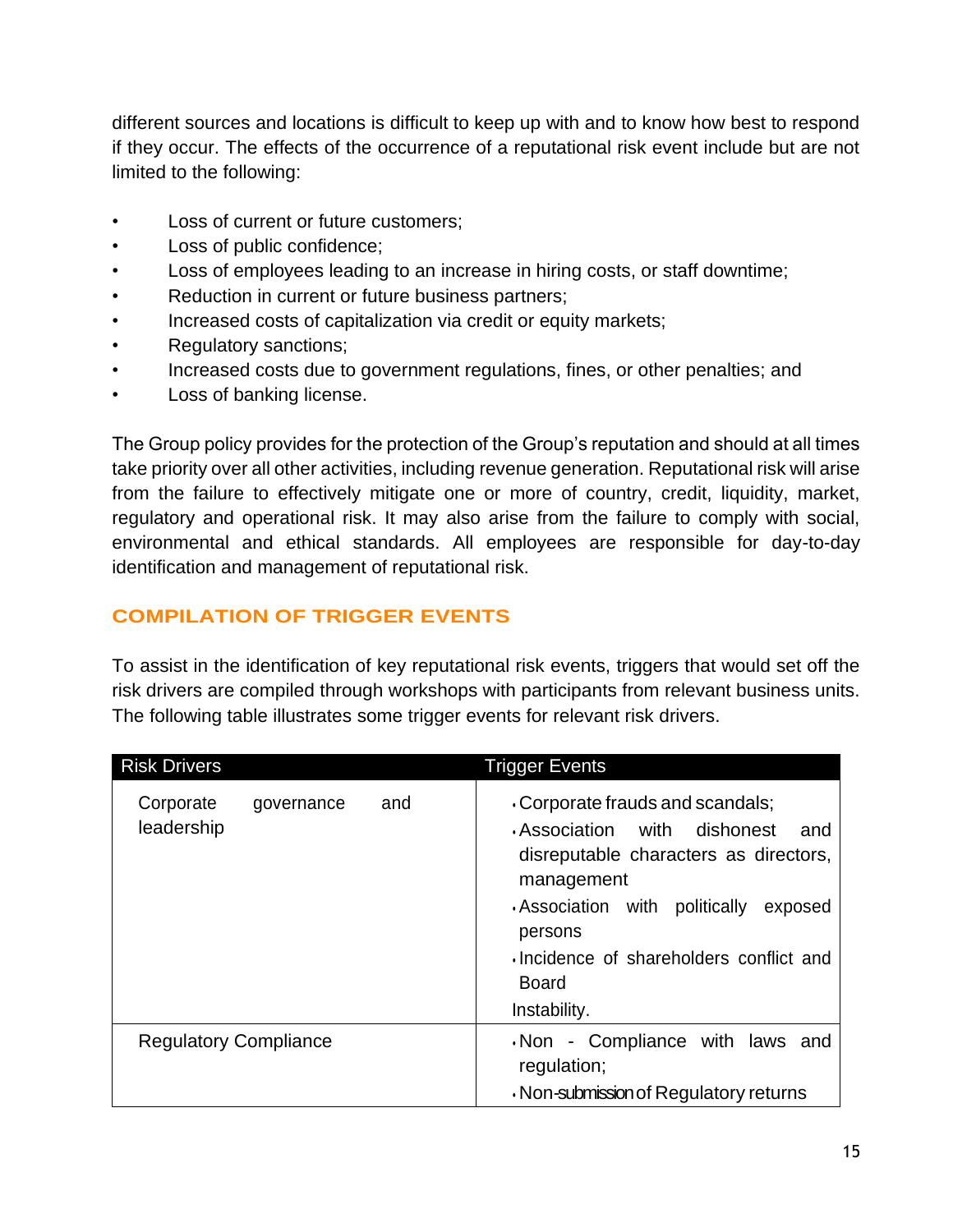different sources and locations is difficult to keep up with and to know how best to respond if they occur. The effects of the occurrence of a reputational risk event include but are not limited to the following:

- Loss of current or future customers;
- Loss of public confidence;
- Loss of employees leading to an increase in hiring costs, or staff downtime;
- Reduction in current or future business partners;
- Increased costs of capitalization via credit or equity markets;
- Regulatory sanctions;
- Increased costs due to government regulations, fines, or other penalties; and
- Loss of banking license.

The Group policy provides for the protection of the Group's reputation and should at all times take priority over all other activities, including revenue generation. Reputational risk will arise from the failure to effectively mitigate one or more of country, credit, liquidity, market, regulatory and operational risk. It may also arise from the failure to comply with social, environmental and ethical standards. All employees are responsible for day-to-day identification and management of reputational risk.

## COMPILATION OF TRIGGER EVENTS

To assist in the identification of key reputational risk events, triggers that would set off the risk drivers are compiled through workshops with participants from relevant business units. The following table illustrates some trigger events for relevant risk drivers.

| Risk Drivers | Trigger Events |
|---|---|
| Corporate governance and leadership | • Corporate frauds and scandals;<br>• Association with dishonest and disreputable characters as directors, management<br>• Association with politically exposed persons<br>• Incidence of shareholders conflict and Board<br>Instability. |
| Regulatory Compliance | • Non - Compliance with laws and regulation;<br>• Non-submission of Regulatory returns |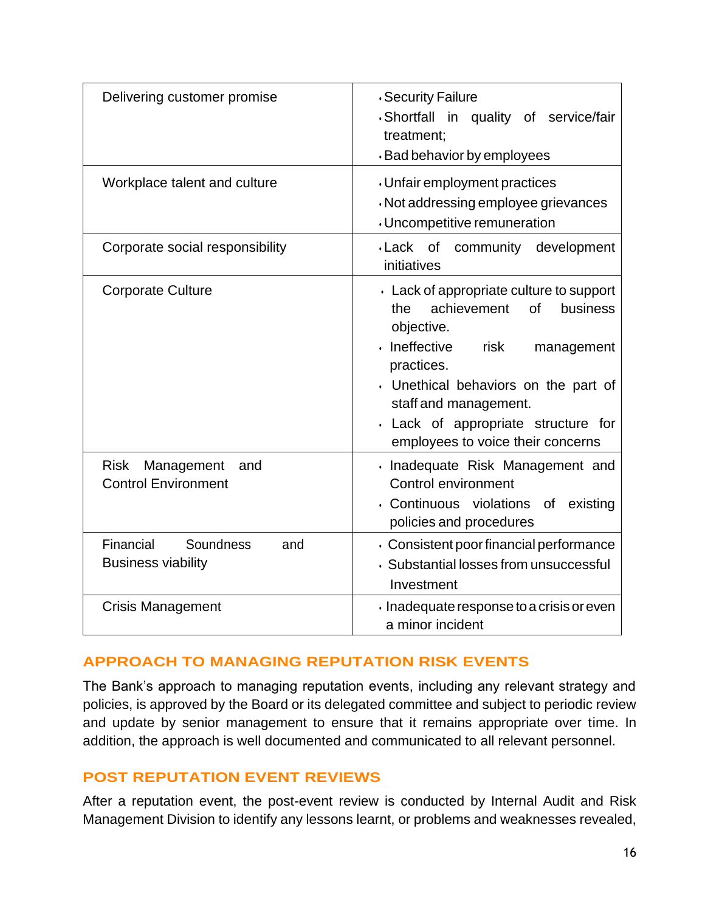| | |
|---|---|
| Delivering customer promise | • Security Failure<br>• Shortfall in quality of service/fair treatment;<br>• Bad behavior by employees |
| Workplace talent and culture | • Unfair employment practices<br>• Not addressing employee grievances<br>• Uncompetitive remuneration |
| Corporate social responsibility | • Lack of community development initiatives |
| Corporate Culture | • Lack of appropriate culture to support the achievement of business objective.<br>• Ineffective risk management practices.<br>• Unethical behaviors on the part of staff and management.<br>• Lack of appropriate structure for employees to voice their concerns |
| Risk Management and Control Environment | • Inadequate Risk Management and Control environment<br>• Continuous violations of existing policies and procedures |
| Financial Soundness and Business viability | • Consistent poor financial performance<br>• Substantial losses from unsuccessful Investment |
| Crisis Management | • Inadequate response to a crisis or even a minor incident |

## APPROACH TO MANAGING REPUTATION RISK EVENTS

The Bank's approach to managing reputation events, including any relevant strategy and policies, is approved by the Board or its delegated committee and subject to periodic review and update by senior management to ensure that it remains appropriate over time. In addition, the approach is well documented and communicated to all relevant personnel.

## POST REPUTATION EVENT REVIEWS

After a reputation event, the post-event review is conducted by Internal Audit and Risk Management Division to identify any lessons learnt, or problems and weaknesses revealed,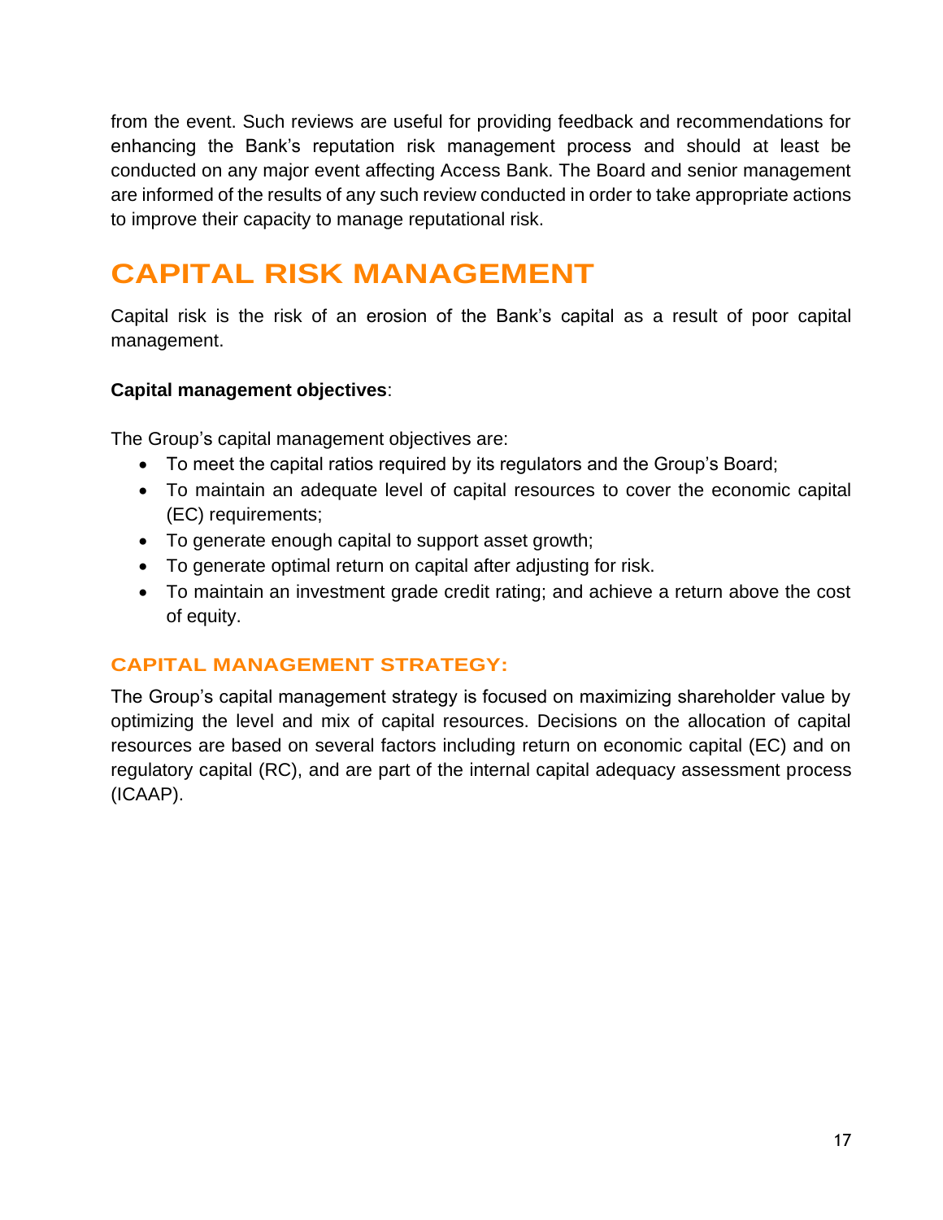from the event. Such reviews are useful for providing feedback and recommendations for enhancing the Bank's reputation risk management process and should at least be conducted on any major event affecting Access Bank. The Board and senior management are informed of the results of any such review conducted in order to take appropriate actions to improve their capacity to manage reputational risk.

# CAPITAL RISK MANAGEMENT

Capital risk is the risk of an erosion of the Bank's capital as a result of poor capital management.

**Capital management objectives**:

The Group's capital management objectives are:

- To meet the capital ratios required by its regulators and the Group's Board;
- To maintain an adequate level of capital resources to cover the economic capital (EC) requirements;
- To generate enough capital to support asset growth;
- To generate optimal return on capital after adjusting for risk.
- To maintain an investment grade credit rating; and achieve a return above the cost of equity.

## CAPITAL MANAGEMENT STRATEGY:

The Group's capital management strategy is focused on maximizing shareholder value by optimizing the level and mix of capital resources. Decisions on the allocation of capital resources are based on several factors including return on economic capital (EC) and on regulatory capital (RC), and are part of the internal capital adequacy assessment process (ICAAP).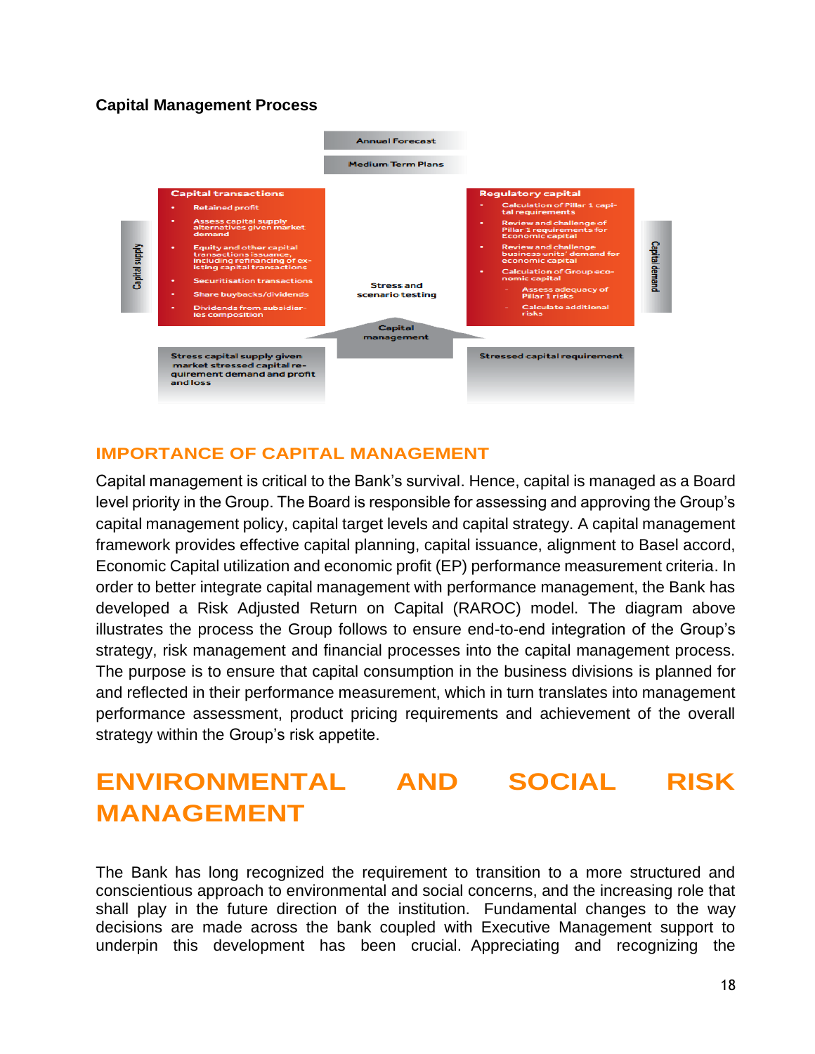**Capital Management Process**

Annual Forecast

Medium Term Plans

**Capital transactions**

- Retained profit
- Assess capital supply alternatives given market demand
- Equity and other capital transactions issuance, including refinancing of existing capital transactions
- Securitisation transactions
- Share buybacks/dividends
- Dividends from subsidiaries composition

Capital supply

Stress and scenario testing

**Regulatory capital**

- Calculation of Pillar 1 capital requirements
- Review and challenge of Pillar 1 requirements for Economic capital
- Review and challenge business units' demand for economic capital
- Calculation of Group economic capital
  - Assess adequacy of Pillar 1 risks
  - Calculate additional risks

Capital demand

Capital management

Stress capital supply given market stressed capital requirement demand and profit and loss

Stressed capital requirement

## IMPORTANCE OF CAPITAL MANAGEMENT

Capital management is critical to the Bank's survival. Hence, capital is managed as a Board level priority in the Group. The Board is responsible for assessing and approving the Group's capital management policy, capital target levels and capital strategy. A capital management framework provides effective capital planning, capital issuance, alignment to Basel accord, Economic Capital utilization and economic profit (EP) performance measurement criteria. In order to better integrate capital management with performance management, the Bank has developed a Risk Adjusted Return on Capital (RAROC) model. The diagram above illustrates the process the Group follows to ensure end-to-end integration of the Group's strategy, risk management and financial processes into the capital management process. The purpose is to ensure that capital consumption in the business divisions is planned for and reflected in their performance measurement, which in turn translates into management performance assessment, product pricing requirements and achievement of the overall strategy within the Group's risk appetite.

# ENVIRONMENTAL AND SOCIAL RISK MANAGEMENT

The Bank has long recognized the requirement to transition to a more structured and conscientious approach to environmental and social concerns, and the increasing role that shall play in the future direction of the institution. Fundamental changes to the way decisions are made across the bank coupled with Executive Management support to underpin this development has been crucial. Appreciating and recognizing the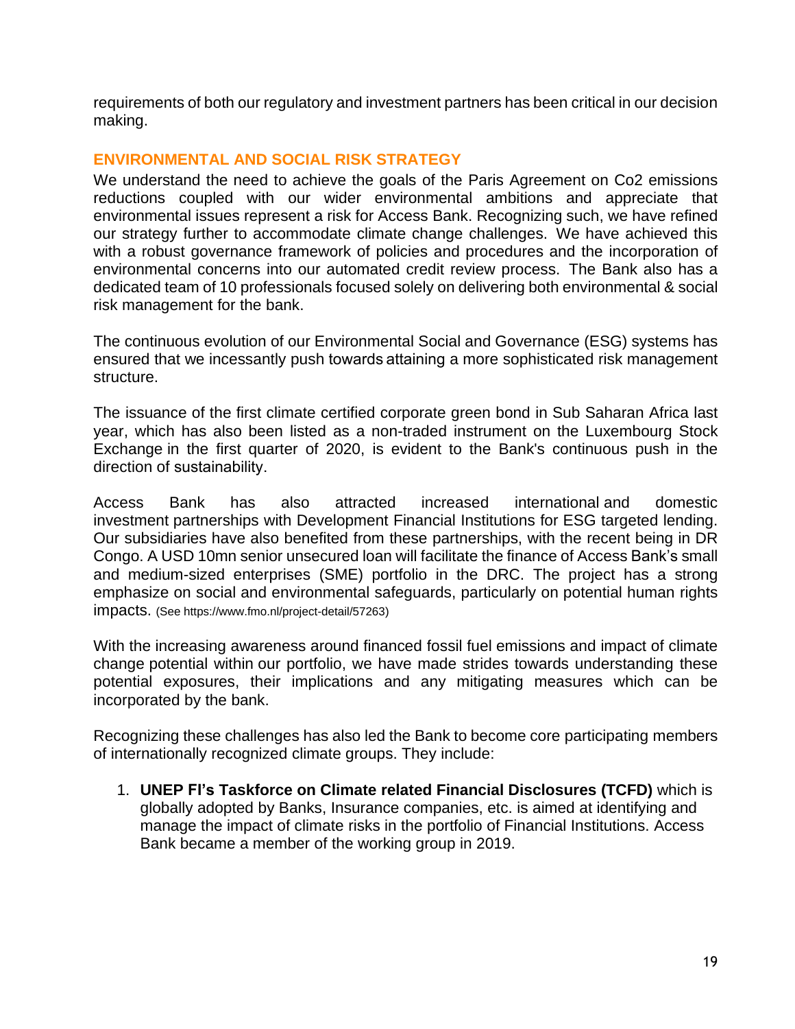requirements of both our regulatory and investment partners has been critical in our decision making.

## ENVIRONMENTAL AND SOCIAL RISK STRATEGY

We understand the need to achieve the goals of the Paris Agreement on Co2 emissions reductions coupled with our wider environmental ambitions and appreciate that environmental issues represent a risk for Access Bank. Recognizing such, we have refined our strategy further to accommodate climate change challenges. We have achieved this with a robust governance framework of policies and procedures and the incorporation of environmental concerns into our automated credit review process. The Bank also has a dedicated team of 10 professionals focused solely on delivering both environmental & social risk management for the bank.

The continuous evolution of our Environmental Social and Governance (ESG) systems has ensured that we incessantly push towards attaining a more sophisticated risk management structure.

The issuance of the first climate certified corporate green bond in Sub Saharan Africa last year, which has also been listed as a non-traded instrument on the Luxembourg Stock Exchange in the first quarter of 2020, is evident to the Bank's continuous push in the direction of sustainability.

Access Bank has also attracted increased international and domestic investment partnerships with Development Financial Institutions for ESG targeted lending. Our subsidiaries have also benefited from these partnerships, with the recent being in DR Congo. A USD 10mn senior unsecured loan will facilitate the finance of Access Bank's small and medium-sized enterprises (SME) portfolio in the DRC. The project has a strong emphasize on social and environmental safeguards, particularly on potential human rights impacts. (See https://www.fmo.nl/project-detail/57263)

With the increasing awareness around financed fossil fuel emissions and impact of climate change potential within our portfolio, we have made strides towards understanding these potential exposures, their implications and any mitigating measures which can be incorporated by the bank.

Recognizing these challenges has also led the Bank to become core participating members of internationally recognized climate groups. They include:

1. **UNEP FI's Taskforce on Climate related Financial Disclosures (TCFD)** which is globally adopted by Banks, Insurance companies, etc. is aimed at identifying and manage the impact of climate risks in the portfolio of Financial Institutions. Access Bank became a member of the working group in 2019.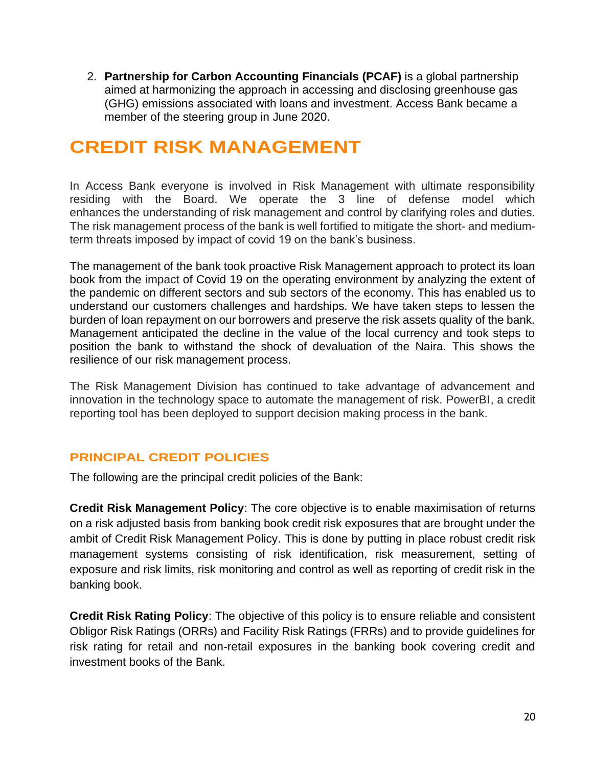2. **Partnership for Carbon Accounting Financials (PCAF)** is a global partnership aimed at harmonizing the approach in accessing and disclosing greenhouse gas (GHG) emissions associated with loans and investment. Access Bank became a member of the steering group in June 2020.

# CREDIT RISK MANAGEMENT

In Access Bank everyone is involved in Risk Management with ultimate responsibility residing with the Board. We operate the 3 line of defense model which enhances the understanding of risk management and control by clarifying roles and duties. The risk management process of the bank is well fortified to mitigate the short- and medium-term threats imposed by impact of covid 19 on the bank's business.

The management of the bank took proactive Risk Management approach to protect its loan book from the impact of Covid 19 on the operating environment by analyzing the extent of the pandemic on different sectors and sub sectors of the economy. This has enabled us to understand our customers challenges and hardships. We have taken steps to lessen the burden of loan repayment on our borrowers and preserve the risk assets quality of the bank. Management anticipated the decline in the value of the local currency and took steps to position the bank to withstand the shock of devaluation of the Naira. This shows the resilience of our risk management process.

The Risk Management Division has continued to take advantage of advancement and innovation in the technology space to automate the management of risk. PowerBI, a credit reporting tool has been deployed to support decision making process in the bank.

## PRINCIPAL CREDIT POLICIES

The following are the principal credit policies of the Bank:

**Credit Risk Management Policy**: The core objective is to enable maximisation of returns on a risk adjusted basis from banking book credit risk exposures that are brought under the ambit of Credit Risk Management Policy. This is done by putting in place robust credit risk management systems consisting of risk identification, risk measurement, setting of exposure and risk limits, risk monitoring and control as well as reporting of credit risk in the banking book.

**Credit Risk Rating Policy**: The objective of this policy is to ensure reliable and consistent Obligor Risk Ratings (ORRs) and Facility Risk Ratings (FRRs) and to provide guidelines for risk rating for retail and non-retail exposures in the banking book covering credit and investment books of the Bank.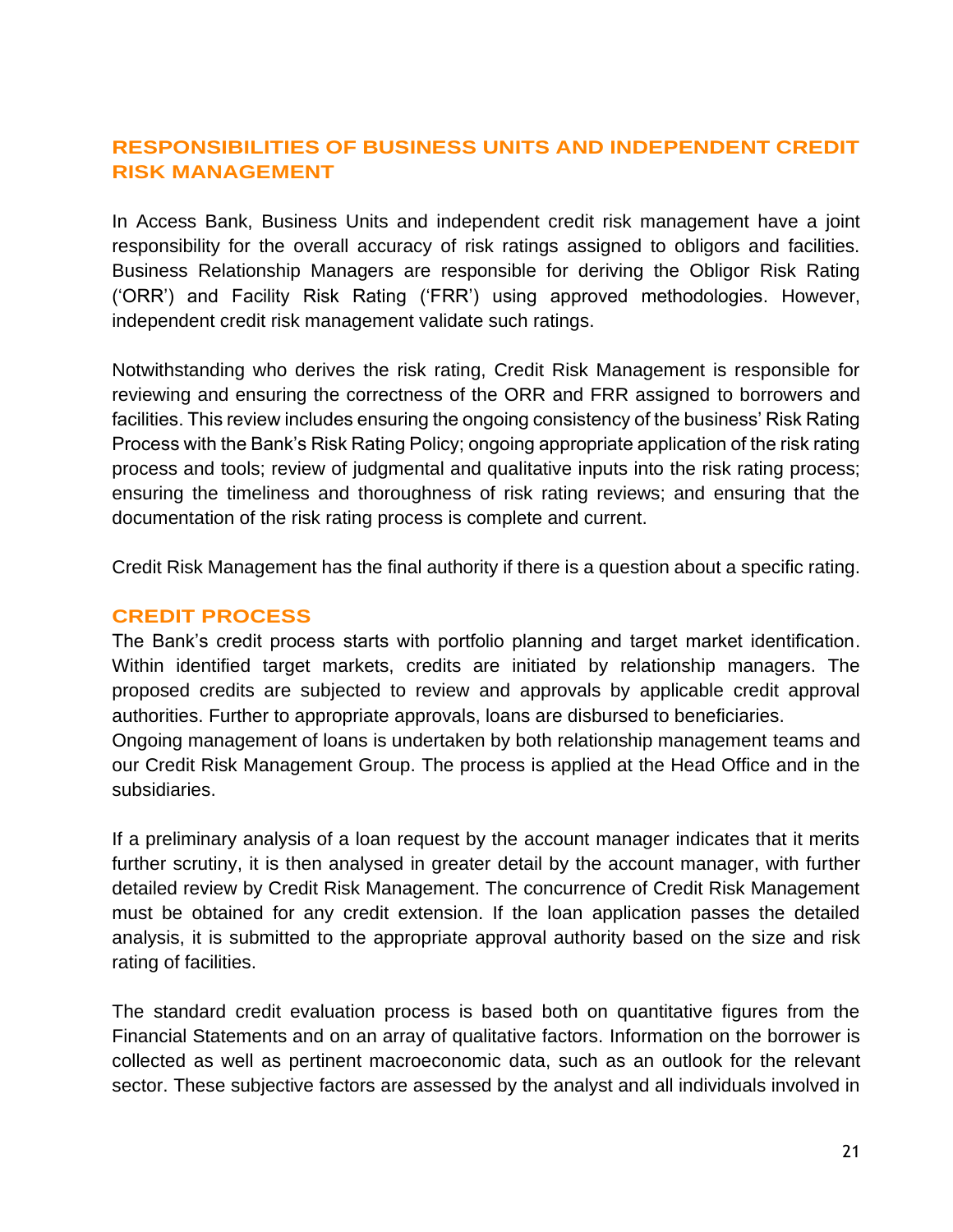## RESPONSIBILITIES OF BUSINESS UNITS AND INDEPENDENT CREDIT RISK MANAGEMENT

In Access Bank, Business Units and independent credit risk management have a joint responsibility for the overall accuracy of risk ratings assigned to obligors and facilities. Business Relationship Managers are responsible for deriving the Obligor Risk Rating ('ORR') and Facility Risk Rating ('FRR') using approved methodologies. However, independent credit risk management validate such ratings.

Notwithstanding who derives the risk rating, Credit Risk Management is responsible for reviewing and ensuring the correctness of the ORR and FRR assigned to borrowers and facilities. This review includes ensuring the ongoing consistency of the business' Risk Rating Process with the Bank's Risk Rating Policy; ongoing appropriate application of the risk rating process and tools; review of judgmental and qualitative inputs into the risk rating process; ensuring the timeliness and thoroughness of risk rating reviews; and ensuring that the documentation of the risk rating process is complete and current.

Credit Risk Management has the final authority if there is a question about a specific rating.

## CREDIT PROCESS

The Bank's credit process starts with portfolio planning and target market identification. Within identified target markets, credits are initiated by relationship managers. The proposed credits are subjected to review and approvals by applicable credit approval authorities. Further to appropriate approvals, loans are disbursed to beneficiaries.
Ongoing management of loans is undertaken by both relationship management teams and our Credit Risk Management Group. The process is applied at the Head Office and in the subsidiaries.

If a preliminary analysis of a loan request by the account manager indicates that it merits further scrutiny, it is then analysed in greater detail by the account manager, with further detailed review by Credit Risk Management. The concurrence of Credit Risk Management must be obtained for any credit extension. If the loan application passes the detailed analysis, it is submitted to the appropriate approval authority based on the size and risk rating of facilities.

The standard credit evaluation process is based both on quantitative figures from the Financial Statements and on an array of qualitative factors. Information on the borrower is collected as well as pertinent macroeconomic data, such as an outlook for the relevant sector. These subjective factors are assessed by the analyst and all individuals involved in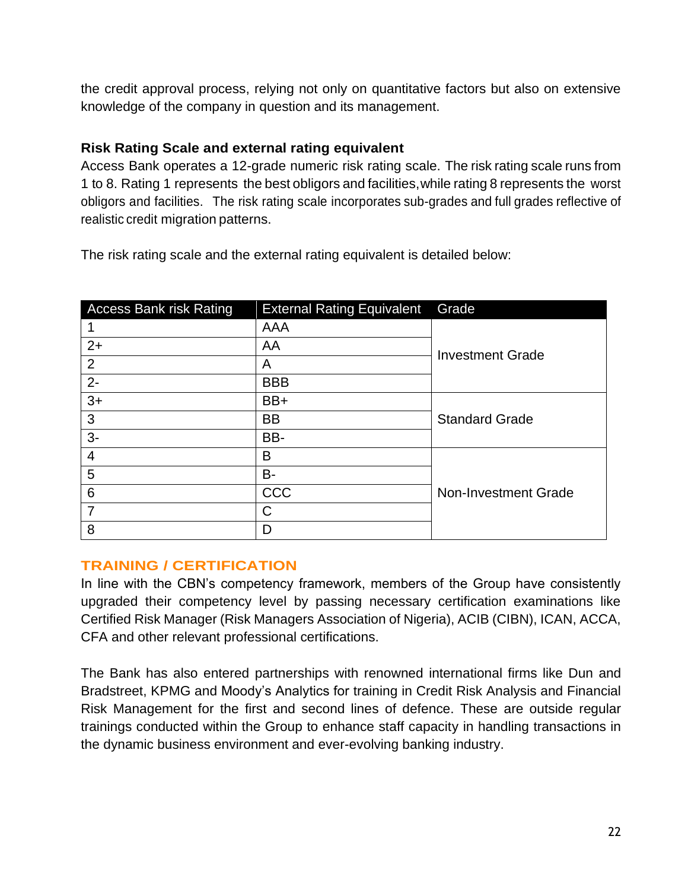the credit approval process, relying not only on quantitative factors but also on extensive knowledge of the company in question and its management.

**Risk Rating Scale and external rating equivalent**

Access Bank operates a 12-grade numeric risk rating scale. The risk rating scale runs from 1 to 8. Rating 1 represents the best obligors and facilities, while rating 8 represents the worst obligors and facilities. The risk rating scale incorporates sub-grades and full grades reflective of realistic credit migration patterns.

The risk rating scale and the external rating equivalent is detailed below:

| Access Bank risk Rating | External Rating Equivalent | Grade |
|---|---|---|
| 1 | AAA | Investment Grade |
| 2+ | AA | |
| 2 | A | |
| 2- | BBB | |
| 3+ | BB+ | Standard Grade |
| 3 | BB | |
| 3- | BB- | |
| 4 | B | Non-Investment Grade |
| 5 | B- | |
| 6 | CCC | |
| 7 | C | |
| 8 | D | |

## TRAINING / CERTIFICATION

In line with the CBN's competency framework, members of the Group have consistently upgraded their competency level by passing necessary certification examinations like Certified Risk Manager (Risk Managers Association of Nigeria), ACIB (CIBN), ICAN, ACCA, CFA and other relevant professional certifications.

The Bank has also entered partnerships with renowned international firms like Dun and Bradstreet, KPMG and Moody's Analytics for training in Credit Risk Analysis and Financial Risk Management for the first and second lines of defence. These are outside regular trainings conducted within the Group to enhance staff capacity in handling transactions in the dynamic business environment and ever-evolving banking industry.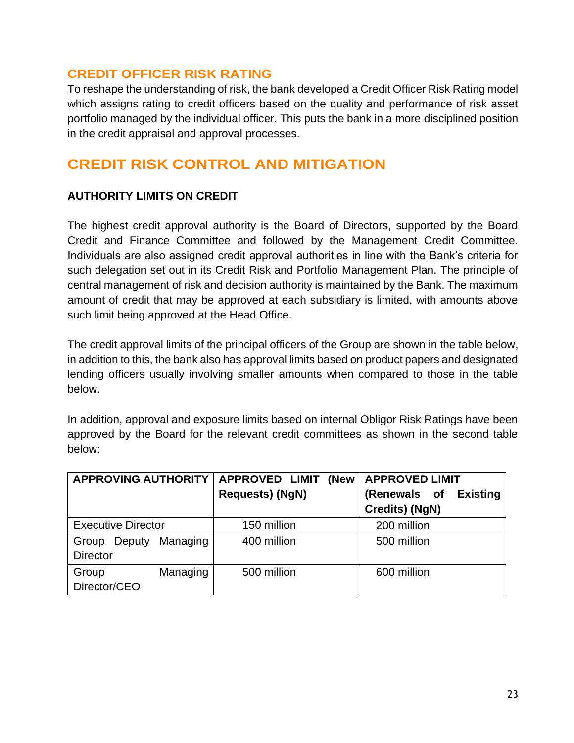## CREDIT OFFICER RISK RATING

To reshape the understanding of risk, the bank developed a Credit Officer Risk Rating model which assigns rating to credit officers based on the quality and performance of risk asset portfolio managed by the individual officer. This puts the bank in a more disciplined position in the credit appraisal and approval processes.

# CREDIT RISK CONTROL AND MITIGATION

### AUTHORITY LIMITS ON CREDIT

The highest credit approval authority is the Board of Directors, supported by the Board Credit and Finance Committee and followed by the Management Credit Committee. Individuals are also assigned credit approval authorities in line with the Bank's criteria for such delegation set out in its Credit Risk and Portfolio Management Plan. The principle of central management of risk and decision authority is maintained by the Bank. The maximum amount of credit that may be approved at each subsidiary is limited, with amounts above such limit being approved at the Head Office.

The credit approval limits of the principal officers of the Group are shown in the table below, in addition to this, the bank also has approval limits based on product papers and designated lending officers usually involving smaller amounts when compared to those in the table below.

In addition, approval and exposure limits based on internal Obligor Risk Ratings have been approved by the Board for the relevant credit committees as shown in the second table below:

| APPROVING AUTHORITY | APPROVED LIMIT (New Requests) (NgN) | APPROVED LIMIT (Renewals of Existing Credits) (NgN) |
|---|---|---|
| Executive Director | 150 million | 200 million |
| Group Deputy Managing Director | 400 million | 500 million |
| Group Managing Director/CEO | 500 million | 600 million |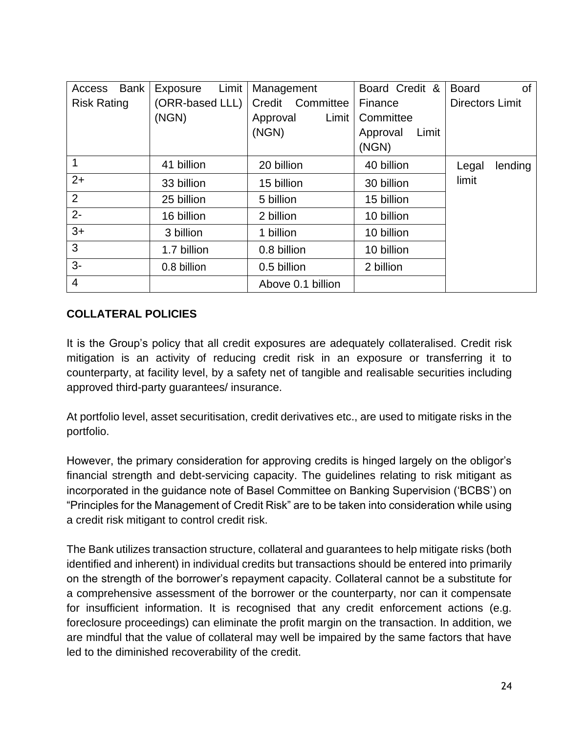| Access Bank Risk Rating | Exposure Limit (ORR-based LLL) (NGN) | Management Credit Committee Approval Limit (NGN) | Board Credit & Finance Committee Approval Limit (NGN) | Board of Directors Limit |
|---|---|---|---|---|
| 1 | 41 billion | 20 billion | 40 billion | Legal lending limit |
| 2+ | 33 billion | 15 billion | 30 billion | |
| 2 | 25 billion | 5 billion | 15 billion | |
| 2- | 16 billion | 2 billion | 10 billion | |
| 3+ | 3 billion | 1 billion | 10 billion | |
| 3 | 1.7 billion | 0.8 billion | 10 billion | |
| 3- | 0.8 billion | 0.5 billion | 2 billion | |
| 4 | | Above 0.1 billion | | |

**COLLATERAL POLICIES**

It is the Group's policy that all credit exposures are adequately collateralised. Credit risk mitigation is an activity of reducing credit risk in an exposure or transferring it to counterparty, at facility level, by a safety net of tangible and realisable securities including approved third-party guarantees/ insurance.

At portfolio level, asset securitisation, credit derivatives etc., are used to mitigate risks in the portfolio.

However, the primary consideration for approving credits is hinged largely on the obligor's financial strength and debt-servicing capacity. The guidelines relating to risk mitigant as incorporated in the guidance note of Basel Committee on Banking Supervision ('BCBS') on "Principles for the Management of Credit Risk" are to be taken into consideration while using a credit risk mitigant to control credit risk.

The Bank utilizes transaction structure, collateral and guarantees to help mitigate risks (both identified and inherent) in individual credits but transactions should be entered into primarily on the strength of the borrower's repayment capacity. Collateral cannot be a substitute for a comprehensive assessment of the borrower or the counterparty, nor can it compensate for insufficient information. It is recognised that any credit enforcement actions (e.g. foreclosure proceedings) can eliminate the profit margin on the transaction. In addition, we are mindful that the value of collateral may well be impaired by the same factors that have led to the diminished recoverability of the credit.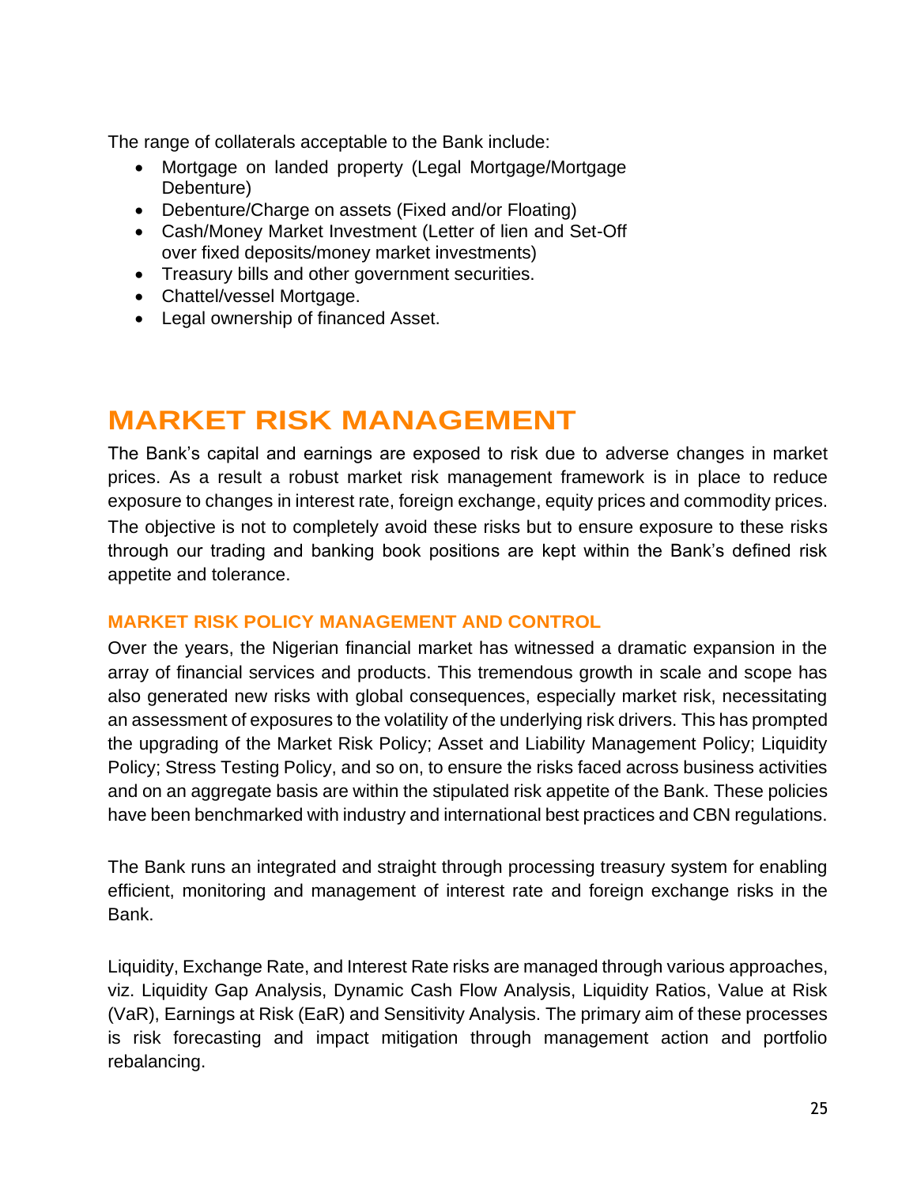The range of collaterals acceptable to the Bank include:

- Mortgage on landed property (Legal Mortgage/Mortgage Debenture)
- Debenture/Charge on assets (Fixed and/or Floating)
- Cash/Money Market Investment (Letter of lien and Set-Off over fixed deposits/money market investments)
- Treasury bills and other government securities.
- Chattel/vessel Mortgage.
- Legal ownership of financed Asset.

# MARKET RISK MANAGEMENT

The Bank's capital and earnings are exposed to risk due to adverse changes in market prices. As a result a robust market risk management framework is in place to reduce exposure to changes in interest rate, foreign exchange, equity prices and commodity prices. The objective is not to completely avoid these risks but to ensure exposure to these risks through our trading and banking book positions are kept within the Bank's defined risk appetite and tolerance.

## MARKET RISK POLICY MANAGEMENT AND CONTROL

Over the years, the Nigerian financial market has witnessed a dramatic expansion in the array of financial services and products. This tremendous growth in scale and scope has also generated new risks with global consequences, especially market risk, necessitating an assessment of exposures to the volatility of the underlying risk drivers. This has prompted the upgrading of the Market Risk Policy; Asset and Liability Management Policy; Liquidity Policy; Stress Testing Policy, and so on, to ensure the risks faced across business activities and on an aggregate basis are within the stipulated risk appetite of the Bank. These policies have been benchmarked with industry and international best practices and CBN regulations.

The Bank runs an integrated and straight through processing treasury system for enabling efficient, monitoring and management of interest rate and foreign exchange risks in the Bank.

Liquidity, Exchange Rate, and Interest Rate risks are managed through various approaches, viz. Liquidity Gap Analysis, Dynamic Cash Flow Analysis, Liquidity Ratios, Value at Risk (VaR), Earnings at Risk (EaR) and Sensitivity Analysis. The primary aim of these processes is risk forecasting and impact mitigation through management action and portfolio rebalancing.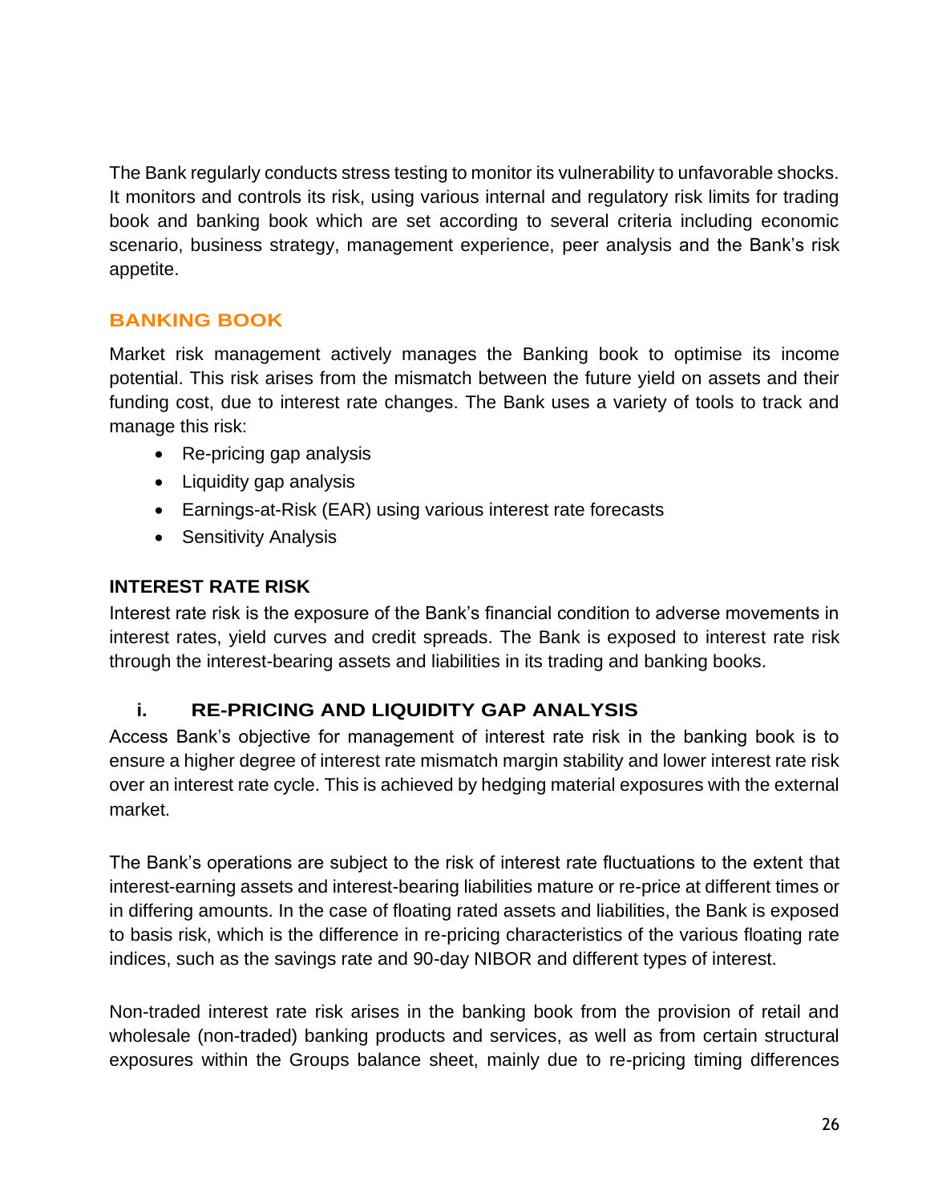The Bank regularly conducts stress testing to monitor its vulnerability to unfavorable shocks. It monitors and controls its risk, using various internal and regulatory risk limits for trading book and banking book which are set according to several criteria including economic scenario, business strategy, management experience, peer analysis and the Bank's risk appetite.

## BANKING BOOK

Market risk management actively manages the Banking book to optimise its income potential. This risk arises from the mismatch between the future yield on assets and their funding cost, due to interest rate changes. The Bank uses a variety of tools to track and manage this risk:

- Re-pricing gap analysis
- Liquidity gap analysis
- Earnings-at-Risk (EAR) using various interest rate forecasts
- Sensitivity Analysis

### INTEREST RATE RISK

Interest rate risk is the exposure of the Bank's financial condition to adverse movements in interest rates, yield curves and credit spreads. The Bank is exposed to interest rate risk through the interest-bearing assets and liabilities in its trading and banking books.

### i. RE-PRICING AND LIQUIDITY GAP ANALYSIS

Access Bank's objective for management of interest rate risk in the banking book is to ensure a higher degree of interest rate mismatch margin stability and lower interest rate risk over an interest rate cycle. This is achieved by hedging material exposures with the external market.

The Bank's operations are subject to the risk of interest rate fluctuations to the extent that interest-earning assets and interest-bearing liabilities mature or re-price at different times or in differing amounts. In the case of floating rated assets and liabilities, the Bank is exposed to basis risk, which is the difference in re-pricing characteristics of the various floating rate indices, such as the savings rate and 90-day NIBOR and different types of interest.

Non-traded interest rate risk arises in the banking book from the provision of retail and wholesale (non-traded) banking products and services, as well as from certain structural exposures within the Groups balance sheet, mainly due to re-pricing timing differences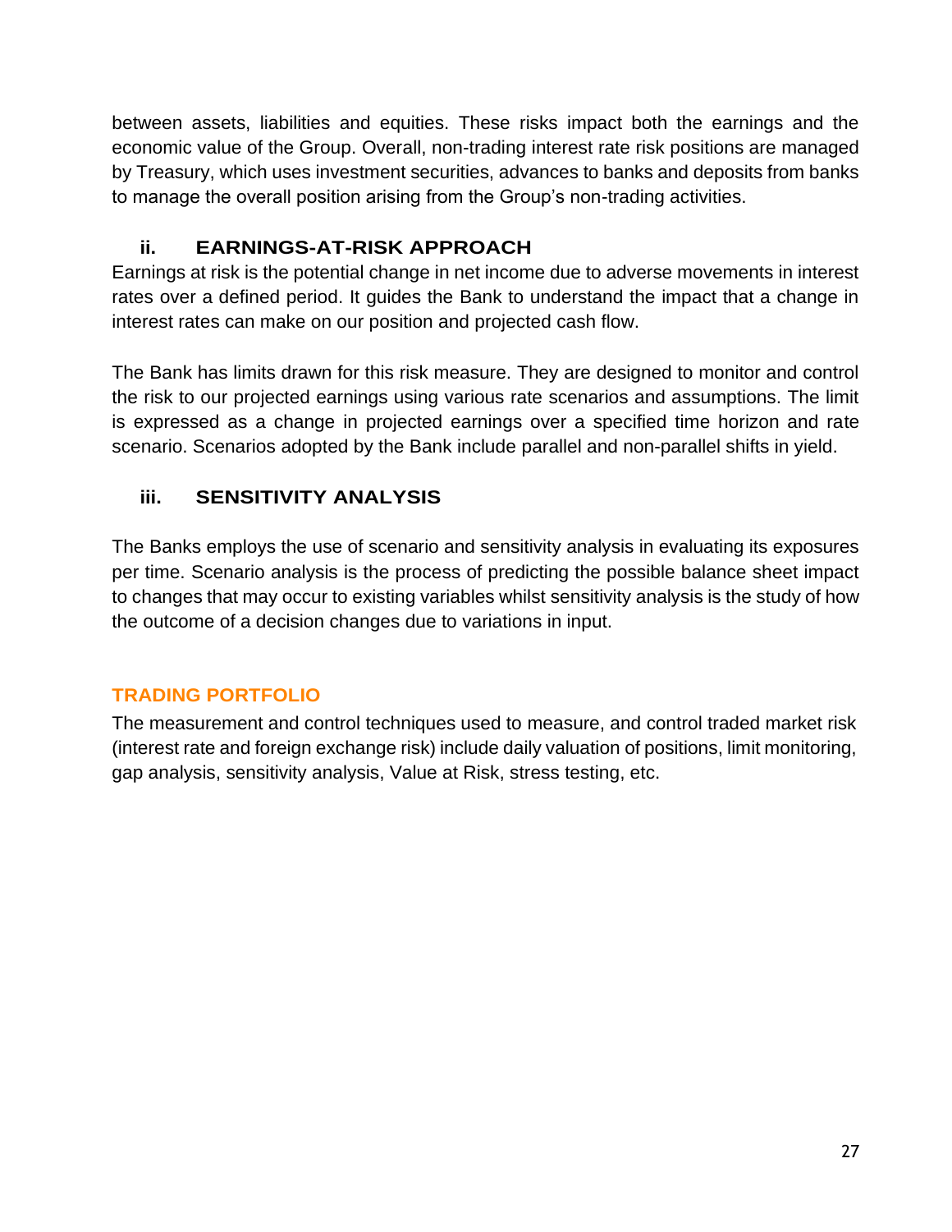between assets, liabilities and equities. These risks impact both the earnings and the economic value of the Group. Overall, non-trading interest rate risk positions are managed by Treasury, which uses investment securities, advances to banks and deposits from banks to manage the overall position arising from the Group's non-trading activities.

### ii. EARNINGS-AT-RISK APPROACH

Earnings at risk is the potential change in net income due to adverse movements in interest rates over a defined period. It guides the Bank to understand the impact that a change in interest rates can make on our position and projected cash flow.

The Bank has limits drawn for this risk measure. They are designed to monitor and control the risk to our projected earnings using various rate scenarios and assumptions. The limit is expressed as a change in projected earnings over a specified time horizon and rate scenario. Scenarios adopted by the Bank include parallel and non-parallel shifts in yield.

### iii. SENSITIVITY ANALYSIS

The Banks employs the use of scenario and sensitivity analysis in evaluating its exposures per time. Scenario analysis is the process of predicting the possible balance sheet impact to changes that may occur to existing variables whilst sensitivity analysis is the study of how the outcome of a decision changes due to variations in input.

## TRADING PORTFOLIO

The measurement and control techniques used to measure, and control traded market risk (interest rate and foreign exchange risk) include daily valuation of positions, limit monitoring, gap analysis, sensitivity analysis, Value at Risk, stress testing, etc.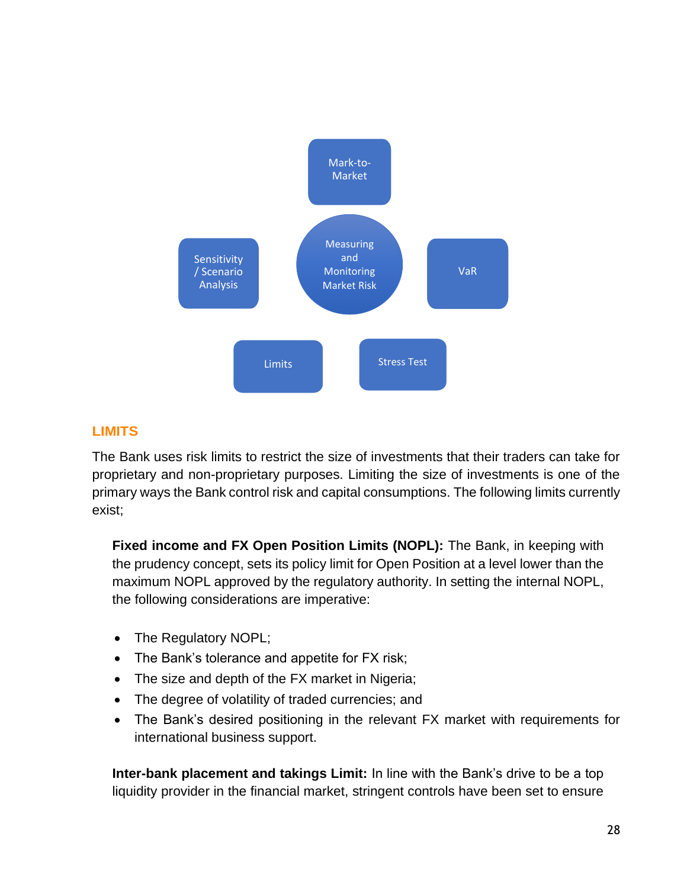Mark-to-Market

Sensitivity / Scenario Analysis

Measuring and Monitoring Market Risk

VaR

Limits

Stress Test

## LIMITS

The Bank uses risk limits to restrict the size of investments that their traders can take for proprietary and non-proprietary purposes. Limiting the size of investments is one of the primary ways the Bank control risk and capital consumptions. The following limits currently exist;

**Fixed income and FX Open Position Limits (NOPL):** The Bank, in keeping with the prudency concept, sets its policy limit for Open Position at a level lower than the maximum NOPL approved by the regulatory authority. In setting the internal NOPL, the following considerations are imperative:

- The Regulatory NOPL;
- The Bank's tolerance and appetite for FX risk;
- The size and depth of the FX market in Nigeria;
- The degree of volatility of traded currencies; and
- The Bank's desired positioning in the relevant FX market with requirements for international business support.

**Inter-bank placement and takings Limit:** In line with the Bank's drive to be a top liquidity provider in the financial market, stringent controls have been set to ensure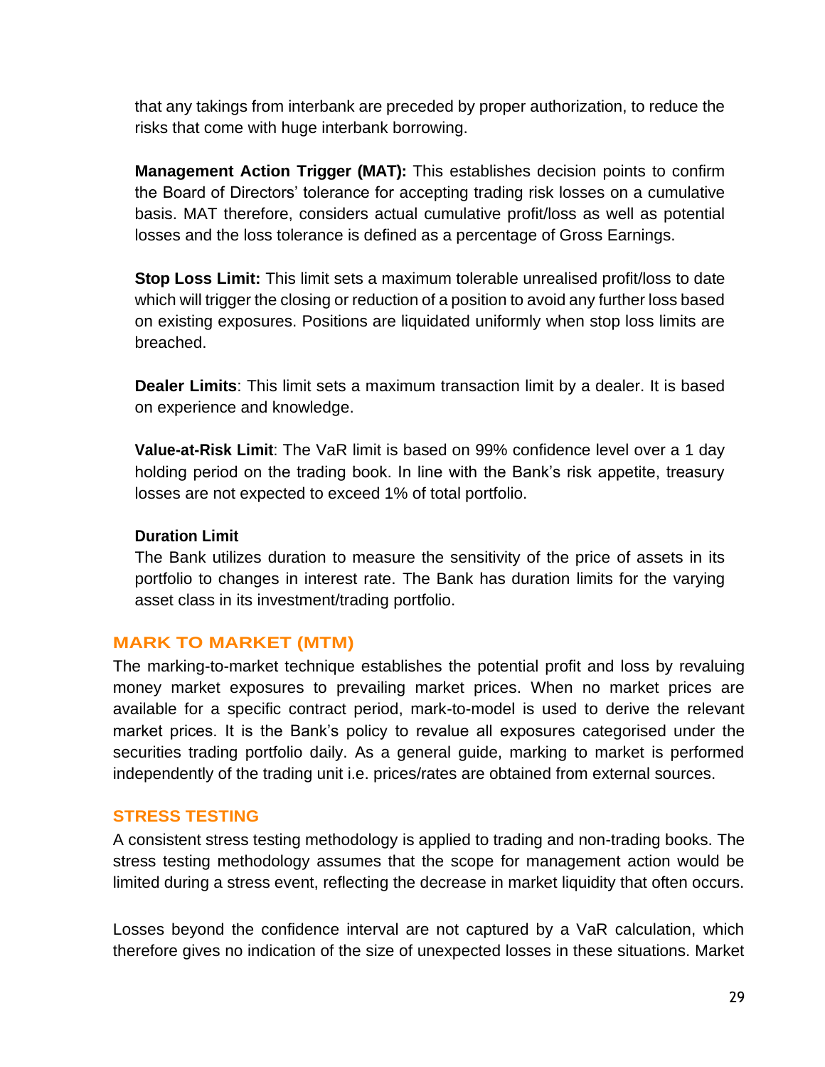that any takings from interbank are preceded by proper authorization, to reduce the risks that come with huge interbank borrowing.

**Management Action Trigger (MAT):** This establishes decision points to confirm the Board of Directors' tolerance for accepting trading risk losses on a cumulative basis. MAT therefore, considers actual cumulative profit/loss as well as potential losses and the loss tolerance is defined as a percentage of Gross Earnings.

**Stop Loss Limit:** This limit sets a maximum tolerable unrealised profit/loss to date which will trigger the closing or reduction of a position to avoid any further loss based on existing exposures. Positions are liquidated uniformly when stop loss limits are breached.

**Dealer Limits**: This limit sets a maximum transaction limit by a dealer. It is based on experience and knowledge.

**Value-at-Risk Limit**: The VaR limit is based on 99% confidence level over a 1 day holding period on the trading book. In line with the Bank's risk appetite, treasury losses are not expected to exceed 1% of total portfolio.

**Duration Limit**

The Bank utilizes duration to measure the sensitivity of the price of assets in its portfolio to changes in interest rate. The Bank has duration limits for the varying asset class in its investment/trading portfolio.

## MARK TO MARKET (MTM)

The marking-to-market technique establishes the potential profit and loss by revaluing money market exposures to prevailing market prices. When no market prices are available for a specific contract period, mark-to-model is used to derive the relevant market prices. It is the Bank's policy to revalue all exposures categorised under the securities trading portfolio daily. As a general guide, marking to market is performed independently of the trading unit i.e. prices/rates are obtained from external sources.

## STRESS TESTING

A consistent stress testing methodology is applied to trading and non-trading books. The stress testing methodology assumes that the scope for management action would be limited during a stress event, reflecting the decrease in market liquidity that often occurs.

Losses beyond the confidence interval are not captured by a VaR calculation, which therefore gives no indication of the size of unexpected losses in these situations. Market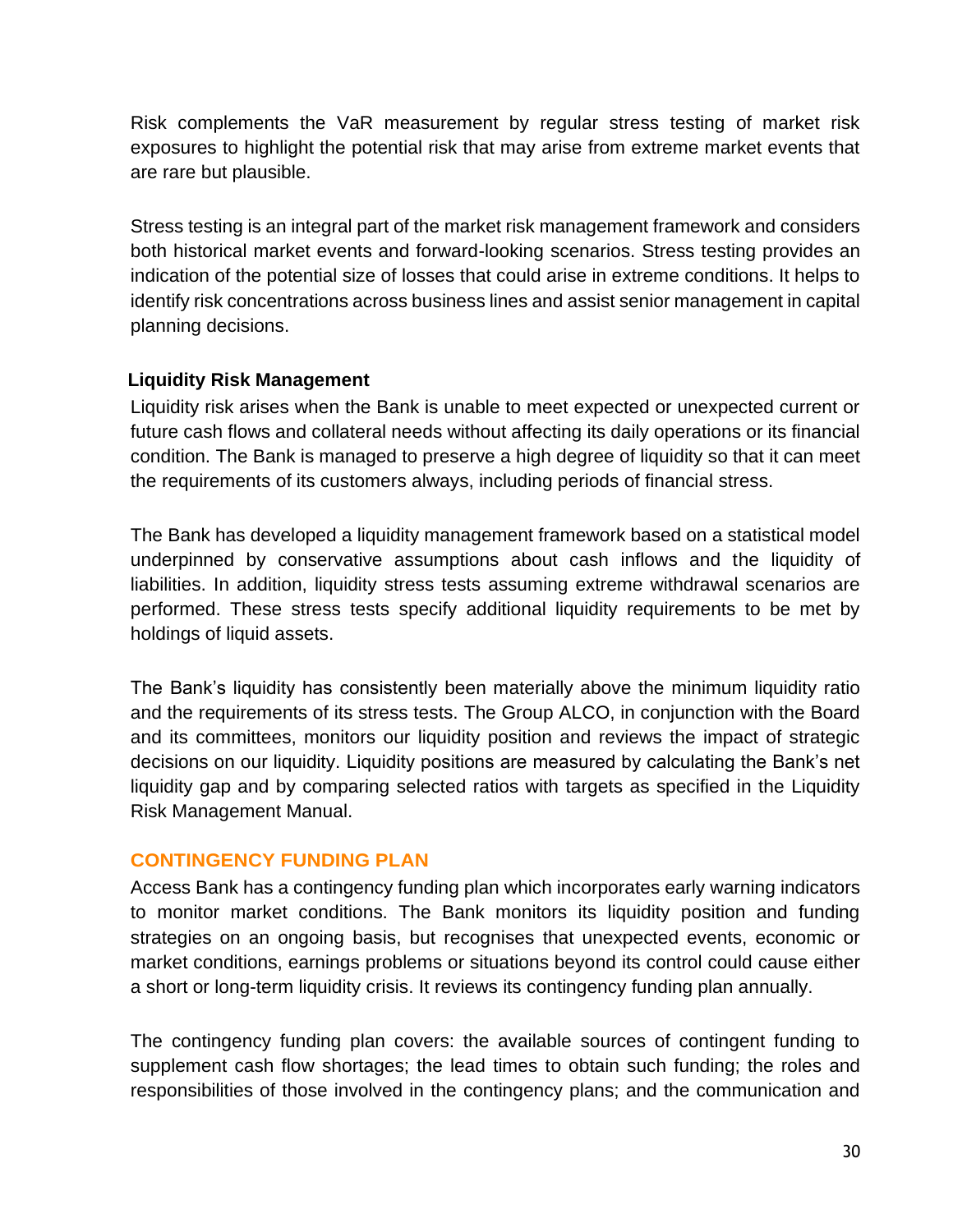Risk complements the VaR measurement by regular stress testing of market risk exposures to highlight the potential risk that may arise from extreme market events that are rare but plausible.

Stress testing is an integral part of the market risk management framework and considers both historical market events and forward-looking scenarios. Stress testing provides an indication of the potential size of losses that could arise in extreme conditions. It helps to identify risk concentrations across business lines and assist senior management in capital planning decisions.

**Liquidity Risk Management**

Liquidity risk arises when the Bank is unable to meet expected or unexpected current or future cash flows and collateral needs without affecting its daily operations or its financial condition. The Bank is managed to preserve a high degree of liquidity so that it can meet the requirements of its customers always, including periods of financial stress.

The Bank has developed a liquidity management framework based on a statistical model underpinned by conservative assumptions about cash inflows and the liquidity of liabilities. In addition, liquidity stress tests assuming extreme withdrawal scenarios are performed. These stress tests specify additional liquidity requirements to be met by holdings of liquid assets.

The Bank's liquidity has consistently been materially above the minimum liquidity ratio and the requirements of its stress tests. The Group ALCO, in conjunction with the Board and its committees, monitors our liquidity position and reviews the impact of strategic decisions on our liquidity. Liquidity positions are measured by calculating the Bank's net liquidity gap and by comparing selected ratios with targets as specified in the Liquidity Risk Management Manual.

## CONTINGENCY FUNDING PLAN

Access Bank has a contingency funding plan which incorporates early warning indicators to monitor market conditions. The Bank monitors its liquidity position and funding strategies on an ongoing basis, but recognises that unexpected events, economic or market conditions, earnings problems or situations beyond its control could cause either a short or long-term liquidity crisis. It reviews its contingency funding plan annually.

The contingency funding plan covers: the available sources of contingent funding to supplement cash flow shortages; the lead times to obtain such funding; the roles and responsibilities of those involved in the contingency plans; and the communication and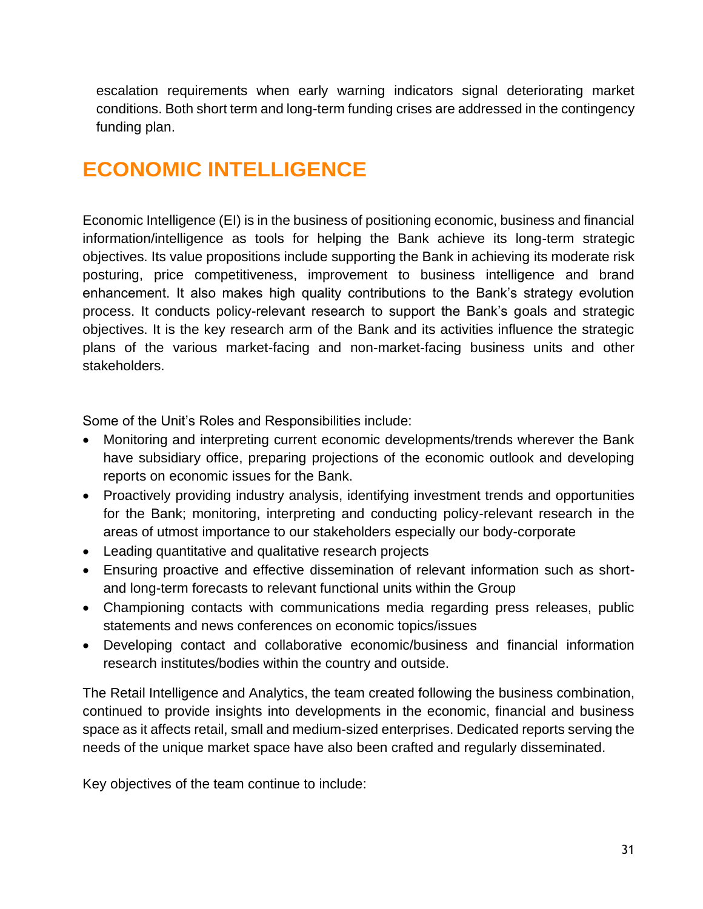escalation requirements when early warning indicators signal deteriorating market conditions. Both short term and long-term funding crises are addressed in the contingency funding plan.

# ECONOMIC INTELLIGENCE

Economic Intelligence (EI) is in the business of positioning economic, business and financial information/intelligence as tools for helping the Bank achieve its long-term strategic objectives. Its value propositions include supporting the Bank in achieving its moderate risk posturing, price competitiveness, improvement to business intelligence and brand enhancement. It also makes high quality contributions to the Bank's strategy evolution process. It conducts policy-relevant research to support the Bank's goals and strategic objectives. It is the key research arm of the Bank and its activities influence the strategic plans of the various market-facing and non-market-facing business units and other stakeholders.

Some of the Unit's Roles and Responsibilities include:

- Monitoring and interpreting current economic developments/trends wherever the Bank have subsidiary office, preparing projections of the economic outlook and developing reports on economic issues for the Bank.
- Proactively providing industry analysis, identifying investment trends and opportunities for the Bank; monitoring, interpreting and conducting policy-relevant research in the areas of utmost importance to our stakeholders especially our body-corporate
- Leading quantitative and qualitative research projects
- Ensuring proactive and effective dissemination of relevant information such as short- and long-term forecasts to relevant functional units within the Group
- Championing contacts with communications media regarding press releases, public statements and news conferences on economic topics/issues
- Developing contact and collaborative economic/business and financial information research institutes/bodies within the country and outside.

The Retail Intelligence and Analytics, the team created following the business combination, continued to provide insights into developments in the economic, financial and business space as it affects retail, small and medium-sized enterprises. Dedicated reports serving the needs of the unique market space have also been crafted and regularly disseminated.

Key objectives of the team continue to include: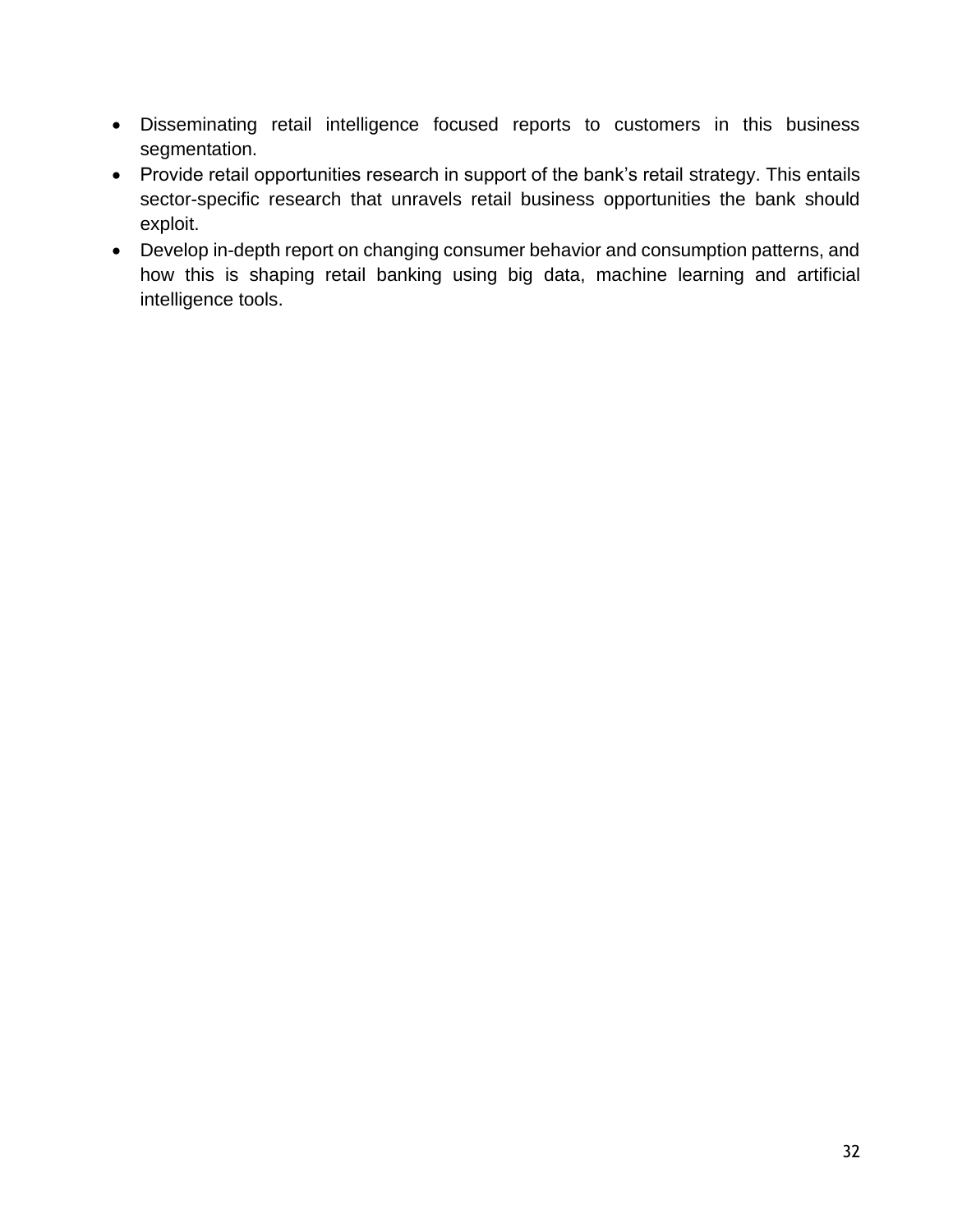- Disseminating retail intelligence focused reports to customers in this business segmentation.
- Provide retail opportunities research in support of the bank's retail strategy. This entails sector-specific research that unravels retail business opportunities the bank should exploit.
- Develop in-depth report on changing consumer behavior and consumption patterns, and how this is shaping retail banking using big data, machine learning and artificial intelligence tools.